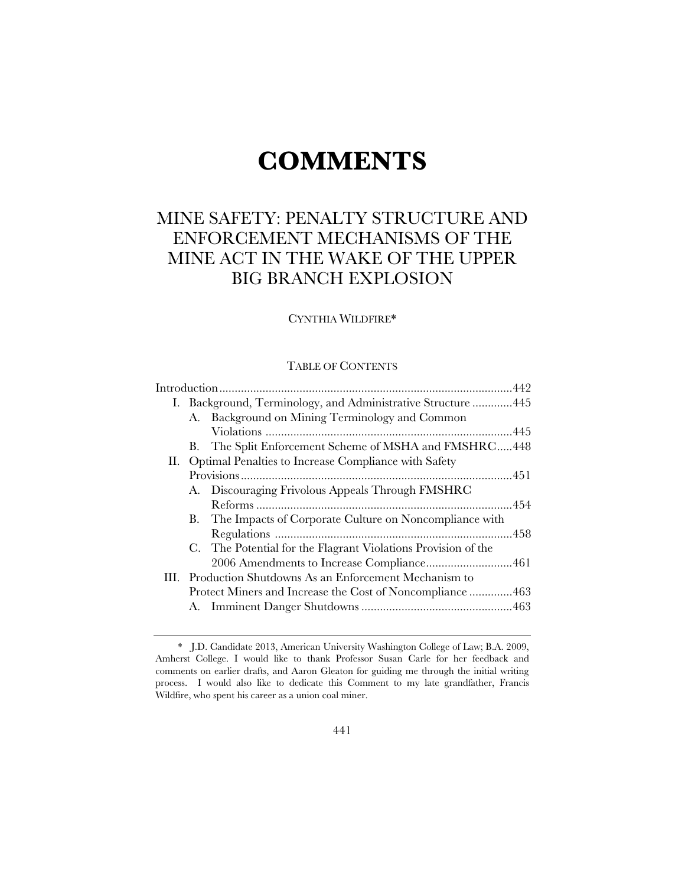# COMMENTS

## MINE SAFETY: PENALTY STRUCTURE AND ENFORCEMENT MECHANISMS OF THE MINE ACT IN THE WAKE OF THE UPPER BIG BRANCH EXPLOSION

CYNTHIA WILDFIRE*

TABLE OF CONTENTS

Introduction ....................................................................................442

I. Background, Terminology, and Administrative Structure .............445
   - A. Background on Mining Terminology and Common Violations ...............................................................................445
   - B. The Split Enforcement Scheme of MSHA and FMSHRC.....448

II. Optimal Penalties to Increase Compliance with Safety Provisions .......................................................................................451
   - A. Discouraging Frivolous Appeals Through FMSHRC Reforms ..................................................................................454
   - B. The Impacts of Corporate Culture on Noncompliance with Regulations .............................................................................458
   - C. The Potential for the Flagrant Violations Provision of the 2006 Amendments to Increase Compliance............................461

III. Production Shutdowns As an Enforcement Mechanism to Protect Miners and Increase the Cost of Noncompliance ..............463
   - A. Imminent Danger Shutdowns .................................................463

---

\* J.D. Candidate 2013, American University Washington College of Law; B.A. 2009, Amherst College. I would like to thank Professor Susan Carle for her feedback and comments on earlier drafts, and Aaron Gleaton for guiding me through the initial writing process. I would also like to dedicate this Comment to my late grandfather, Francis Wildfire, who spent his career as a union coal miner.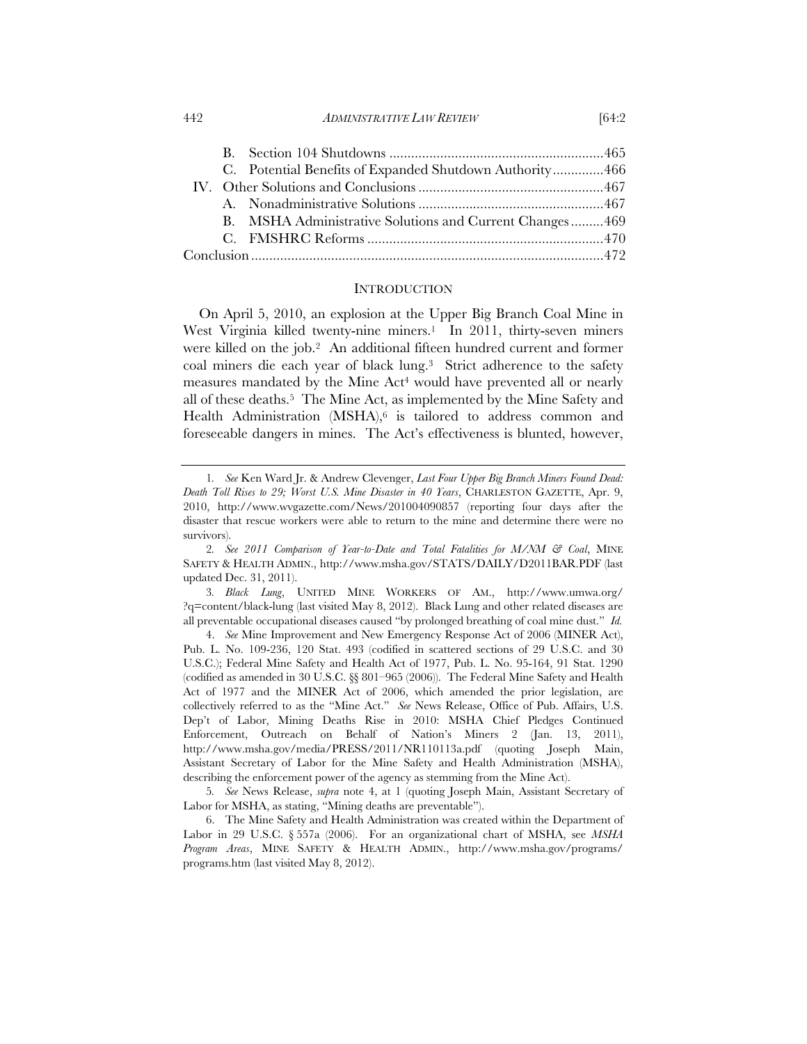B. Section 104 Shutdowns ........................................................... 465
C. Potential Benefits of Expanded Shutdown Authority ............. 466
IV. Other Solutions and Conclusions ................................................... 467
A. Nonadministrative Solutions ................................................... 467
B. MSHA Administrative Solutions and Current Changes ......... 469
C. FMSHRC Reforms ................................................................ 470
Conclusion ................................................................................................ 472

## INTRODUCTION

On April 5, 2010, an explosion at the Upper Big Branch Coal Mine in West Virginia killed twenty-nine miners.[1] In 2011, thirty-seven miners were killed on the job.[2] An additional fifteen hundred current and former coal miners die each year of black lung.[3] Strict adherence to the safety measures mandated by the Mine Act[4] would have prevented all or nearly all of these deaths.[5] The Mine Act, as implemented by the Mine Safety and Health Administration (MSHA),[6] is tailored to address common and foreseeable dangers in mines. The Act's effectiveness is blunted, however,

---

1. *See* Ken Ward Jr. & Andrew Clevenger, *Last Four Upper Big Branch Miners Found Dead: Death Toll Rises to 29; Worst U.S. Mine Disaster in 40 Years*, CHARLESTON GAZETTE, Apr. 9, 2010, http://www.wvgazette.com/News/201004090857 (reporting four days after the disaster that rescue workers were able to return to the mine and determine there were no survivors).

2. *See 2011 Comparison of Year-to-Date and Total Fatalities for M/NM & Coal*, MINE SAFETY & HEALTH ADMIN., http://www.msha.gov/STATS/DAILY/D2011BAR.PDF (last updated Dec. 31, 2011).

3. *Black Lung*, UNITED MINE WORKERS OF AM., http://www.umwa.org/?q=content/black-lung (last visited May 8, 2012). Black Lung and other related diseases are all preventable occupational diseases caused "by prolonged breathing of coal mine dust." *Id.*

4. *See* Mine Improvement and New Emergency Response Act of 2006 (MINER Act), Pub. L. No. 109-236, 120 Stat. 493 (codified in scattered sections of 29 U.S.C. and 30 U.S.C.); Federal Mine Safety and Health Act of 1977, Pub. L. No. 95-164, 91 Stat. 1290 (codified as amended in 30 U.S.C. §§ 801–965 (2006)). The Federal Mine Safety and Health Act of 1977 and the MINER Act of 2006, which amended the prior legislation, are collectively referred to as the "Mine Act." *See* News Release, Office of Pub. Affairs, U.S. Dep't of Labor, Mining Deaths Rise in 2010: MSHA Chief Pledges Continued Enforcement, Outreach on Behalf of Nation's Miners 2 (Jan. 13, 2011), http://www.msha.gov/media/PRESS/2011/NR110113a.pdf (quoting Joseph Main, Assistant Secretary of Labor for the Mine Safety and Health Administration (MSHA), describing the enforcement power of the agency as stemming from the Mine Act).

5. *See* News Release, *supra* note 4, at 1 (quoting Joseph Main, Assistant Secretary of Labor for MSHA, as stating, "Mining deaths are preventable").

6. The Mine Safety and Health Administration was created within the Department of Labor in 29 U.S.C. § 557a (2006). For an organizational chart of MSHA, see *MSHA Program Areas*, MINE SAFETY & HEALTH ADMIN., http://www.msha.gov/programs/programs.htm (last visited May 8, 2012).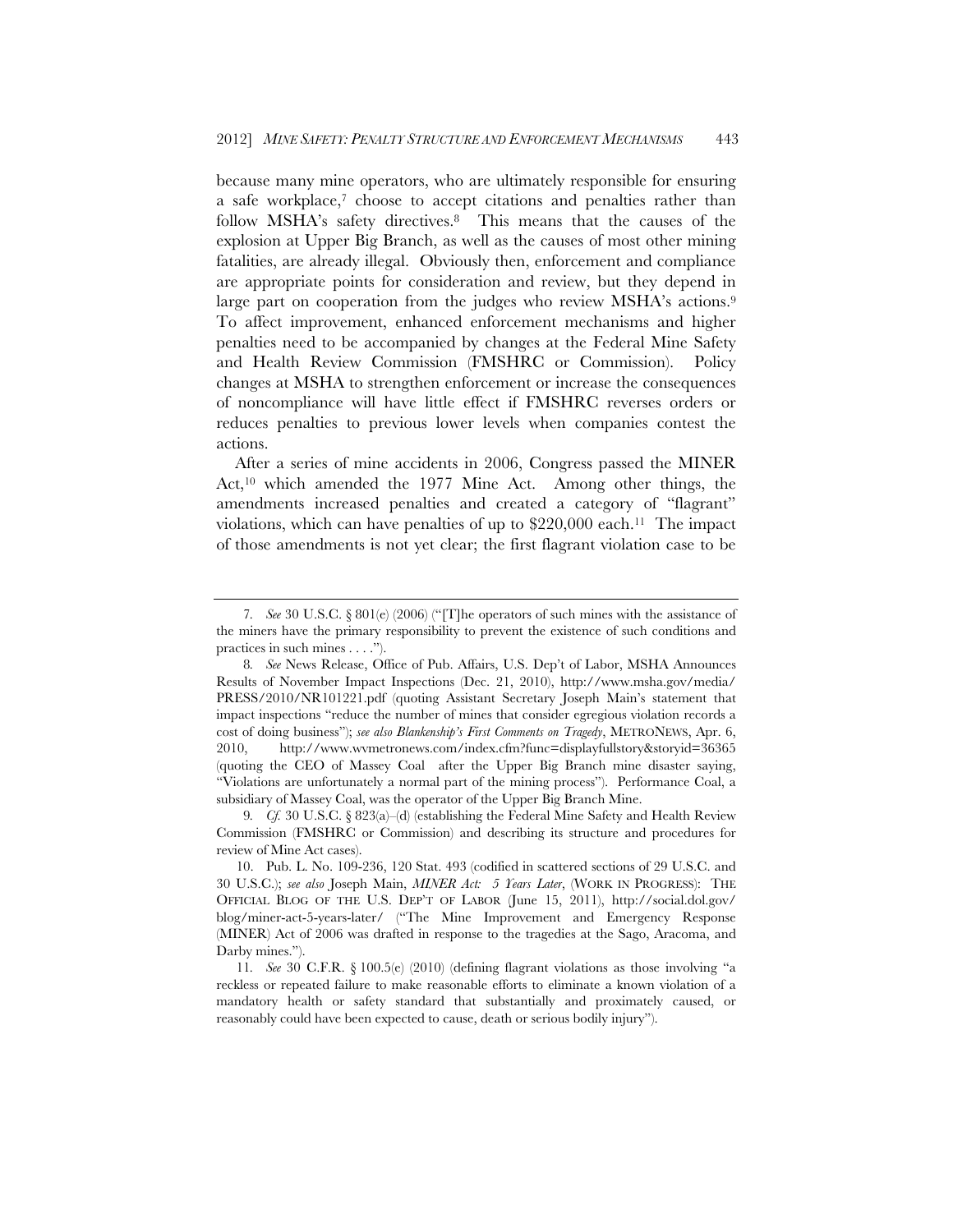because many mine operators, who are ultimately responsible for ensuring a safe workplace,[7] choose to accept citations and penalties rather than follow MSHA's safety directives.[8] This means that the causes of the explosion at Upper Big Branch, as well as the causes of most other mining fatalities, are already illegal. Obviously then, enforcement and compliance are appropriate points for consideration and review, but they depend in large part on cooperation from the judges who review MSHA's actions.[9] To affect improvement, enhanced enforcement mechanisms and higher penalties need to be accompanied by changes at the Federal Mine Safety and Health Review Commission (FMSHRC or Commission). Policy changes at MSHA to strengthen enforcement or increase the consequences of noncompliance will have little effect if FMSHRC reverses orders or reduces penalties to previous lower levels when companies contest the actions.

After a series of mine accidents in 2006, Congress passed the MINER Act,[10] which amended the 1977 Mine Act. Among other things, the amendments increased penalties and created a category of "flagrant" violations, which can have penalties of up to $220,000 each.[11] The impact of those amendments is not yet clear; the first flagrant violation case to be

---

7. *See* 30 U.S.C. § 801(e) (2006) ("[T]he operators of such mines with the assistance of the miners have the primary responsibility to prevent the existence of such conditions and practices in such mines . . . .").

8. *See* News Release, Office of Pub. Affairs, U.S. Dep't of Labor, MSHA Announces Results of November Impact Inspections (Dec. 21, 2010), http://www.msha.gov/media/PRESS/2010/NR101221.pdf (quoting Assistant Secretary Joseph Main's statement that impact inspections "reduce the number of mines that consider egregious violation records a cost of doing business"); *see also Blankenship's First Comments on Tragedy*, METRONEWS, Apr. 6, 2010, http://www.wvmetronews.com/index.cfm?func=displayfullstory&storyid=36365 (quoting the CEO of Massey Coal after the Upper Big Branch mine disaster saying, "Violations are unfortunately a normal part of the mining process"). Performance Coal, a subsidiary of Massey Coal, was the operator of the Upper Big Branch Mine.

9. *Cf.* 30 U.S.C. § 823(a)–(d) (establishing the Federal Mine Safety and Health Review Commission (FMSHRC or Commission) and describing its structure and procedures for review of Mine Act cases).

10. Pub. L. No. 109-236, 120 Stat. 493 (codified in scattered sections of 29 U.S.C. and 30 U.S.C.); *see also* Joseph Main, *MINER Act: 5 Years Later*, (WORK IN PROGRESS): THE OFFICIAL BLOG OF THE U.S. DEP'T OF LABOR (June 15, 2011), http://social.dol.gov/blog/miner-act-5-years-later/ ("The Mine Improvement and Emergency Response (MINER) Act of 2006 was drafted in response to the tragedies at the Sago, Aracoma, and Darby mines.").

11. *See* 30 C.F.R. § 100.5(e) (2010) (defining flagrant violations as those involving "a reckless or repeated failure to make reasonable efforts to eliminate a known violation of a mandatory health or safety standard that substantially and proximately caused, or reasonably could have been expected to cause, death or serious bodily injury").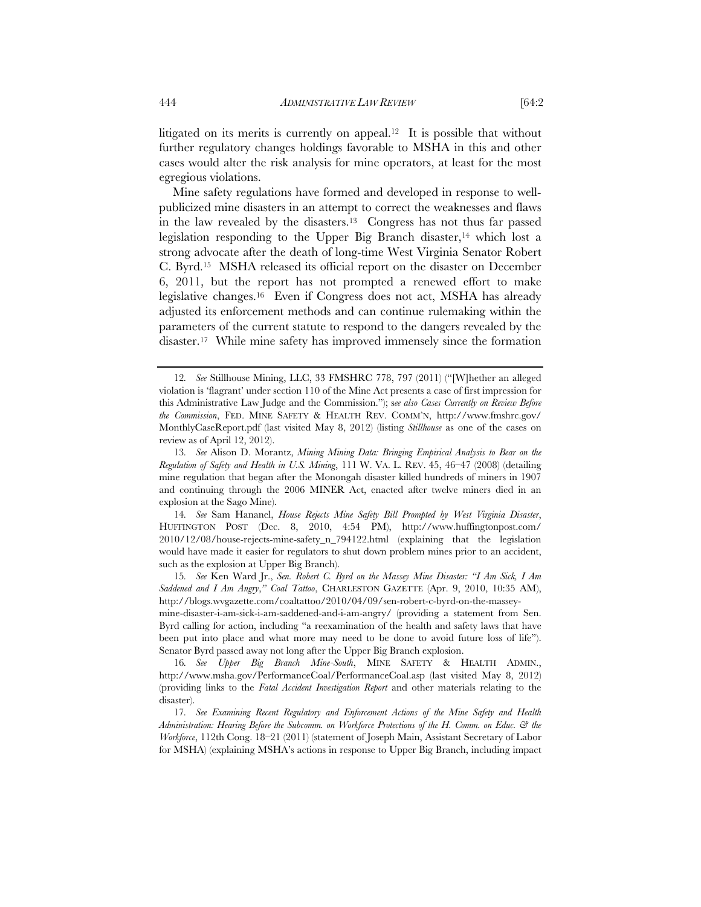litigated on its merits is currently on appeal.[12] It is possible that without further regulatory changes holdings favorable to MSHA in this and other cases would alter the risk analysis for mine operators, at least for the most egregious violations.

Mine safety regulations have formed and developed in response to well-publicized mine disasters in an attempt to correct the weaknesses and flaws in the law revealed by the disasters.[13] Congress has not thus far passed legislation responding to the Upper Big Branch disaster,[14] which lost a strong advocate after the death of long-time West Virginia Senator Robert C. Byrd.[15] MSHA released its official report on the disaster on December 6, 2011, but the report has not prompted a renewed effort to make legislative changes.[16] Even if Congress does not act, MSHA has already adjusted its enforcement methods and can continue rulemaking within the parameters of the current statute to respond to the dangers revealed by the disaster.[17] While mine safety has improved immensely since the formation

---

12. *See* Stillhouse Mining, LLC, 33 FMSHRC 778, 797 (2011) ("[W]hether an alleged violation is 'flagrant' under section 110 of the Mine Act presents a case of first impression for this Administrative Law Judge and the Commission."); *see also Cases Currently on Review Before the Commission*, FED. MINE SAFETY & HEALTH REV. COMM'N, http://www.fmshrc.gov/MonthlyCaseReport.pdf (last visited May 8, 2012) (listing *Stillhouse* as one of the cases on review as of April 12, 2012).

13. *See* Alison D. Morantz, *Mining Mining Data: Bringing Empirical Analysis to Bear on the Regulation of Safety and Health in U.S. Mining*, 111 W. VA. L. REV. 45, 46–47 (2008) (detailing mine regulation that began after the Monongah disaster killed hundreds of miners in 1907 and continuing through the 2006 MINER Act, enacted after twelve miners died in an explosion at the Sago Mine).

14. *See* Sam Hananel, *House Rejects Mine Safety Bill Prompted by West Virginia Disaster*, HUFFINGTON POST (Dec. 8, 2010, 4:54 PM), http://www.huffingtonpost.com/2010/12/08/house-rejects-mine-safety_n_794122.html (explaining that the legislation would have made it easier for regulators to shut down problem mines prior to an accident, such as the explosion at Upper Big Branch).

15. *See* Ken Ward Jr., *Sen. Robert C. Byrd on the Massey Mine Disaster: "I Am Sick, I Am Saddened and I Am Angry," Coal Tattoo*, CHARLESTON GAZETTE (Apr. 9, 2010, 10:35 AM), http://blogs.wvgazette.com/coaltattoo/2010/04/09/sen-robert-c-byrd-on-the-massey-mine-disaster-i-am-sick-i-am-saddened-and-i-am-angry/ (providing a statement from Sen. Byrd calling for action, including "a reexamination of the health and safety laws that have been put into place and what more may need to be done to avoid future loss of life"). Senator Byrd passed away not long after the Upper Big Branch explosion.

16. *See Upper Big Branch Mine-South*, MINE SAFETY & HEALTH ADMIN., http://www.msha.gov/PerformanceCoal/PerformanceCoal.asp (last visited May 8, 2012) (providing links to the *Fatal Accident Investigation Report* and other materials relating to the disaster).

17. *See Examining Recent Regulatory and Enforcement Actions of the Mine Safety and Health Administration: Hearing Before the Subcomm. on Workforce Protections of the H. Comm. on Educ. & the Workforce*, 112th Cong. 18–21 (2011) (statement of Joseph Main, Assistant Secretary of Labor for MSHA) (explaining MSHA's actions in response to Upper Big Branch, including impact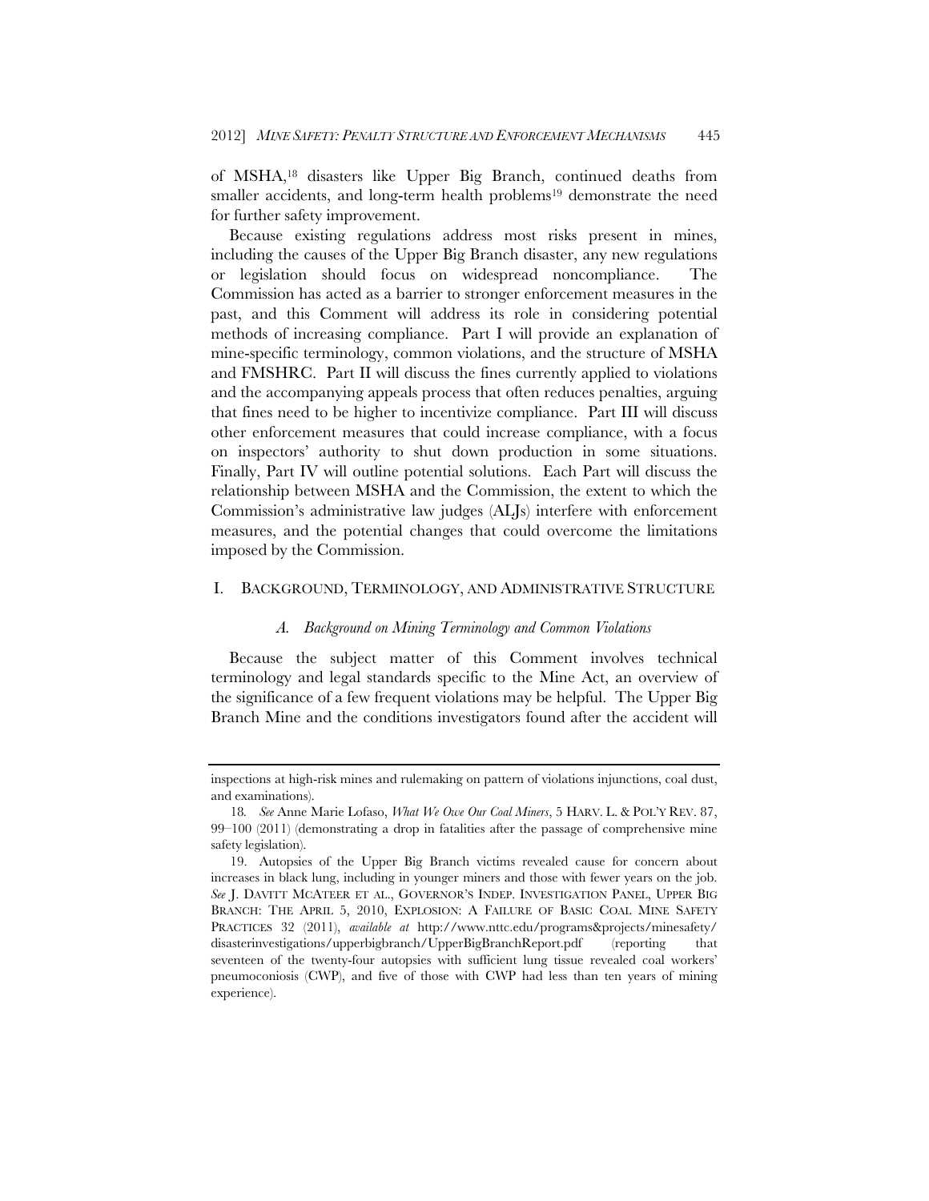of MSHA,[18] disasters like Upper Big Branch, continued deaths from smaller accidents, and long-term health problems[19] demonstrate the need for further safety improvement.

Because existing regulations address most risks present in mines, including the causes of the Upper Big Branch disaster, any new regulations or legislation should focus on widespread noncompliance. The Commission has acted as a barrier to stronger enforcement measures in the past, and this Comment will address its role in considering potential methods of increasing compliance. Part I will provide an explanation of mine-specific terminology, common violations, and the structure of MSHA and FMSHRC. Part II will discuss the fines currently applied to violations and the accompanying appeals process that often reduces penalties, arguing that fines need to be higher to incentivize compliance. Part III will discuss other enforcement measures that could increase compliance, with a focus on inspectors' authority to shut down production in some situations. Finally, Part IV will outline potential solutions. Each Part will discuss the relationship between MSHA and the Commission, the extent to which the Commission's administrative law judges (ALJs) interfere with enforcement measures, and the potential changes that could overcome the limitations imposed by the Commission.

## I. BACKGROUND, TERMINOLOGY, AND ADMINISTRATIVE STRUCTURE

### *A. Background on Mining Terminology and Common Violations*

Because the subject matter of this Comment involves technical terminology and legal standards specific to the Mine Act, an overview of the significance of a few frequent violations may be helpful. The Upper Big Branch Mine and the conditions investigators found after the accident will

---

inspections at high-risk mines and rulemaking on pattern of violations injunctions, coal dust, and examinations).

18. *See* Anne Marie Lofaso, *What We Owe Our Coal Miners*, 5 HARV. L. & POL'Y REV. 87, 99–100 (2011) (demonstrating a drop in fatalities after the passage of comprehensive mine safety legislation).

19. Autopsies of the Upper Big Branch victims revealed cause for concern about increases in black lung, including in younger miners and those with fewer years on the job. *See* J. DAVITT MCATEER ET AL., GOVERNOR'S INDEP. INVESTIGATION PANEL, UPPER BIG BRANCH: THE APRIL 5, 2010, EXPLOSION: A FAILURE OF BASIC COAL MINE SAFETY PRACTICES 32 (2011), *available at* http://www.nttc.edu/programs&projects/minesafety/disasterinvestigations/upperbigbranch/UpperBigBranchReport.pdf (reporting that seventeen of the twenty-four autopsies with sufficient lung tissue revealed coal workers' pneumoconiosis (CWP), and five of those with CWP had less than ten years of mining experience).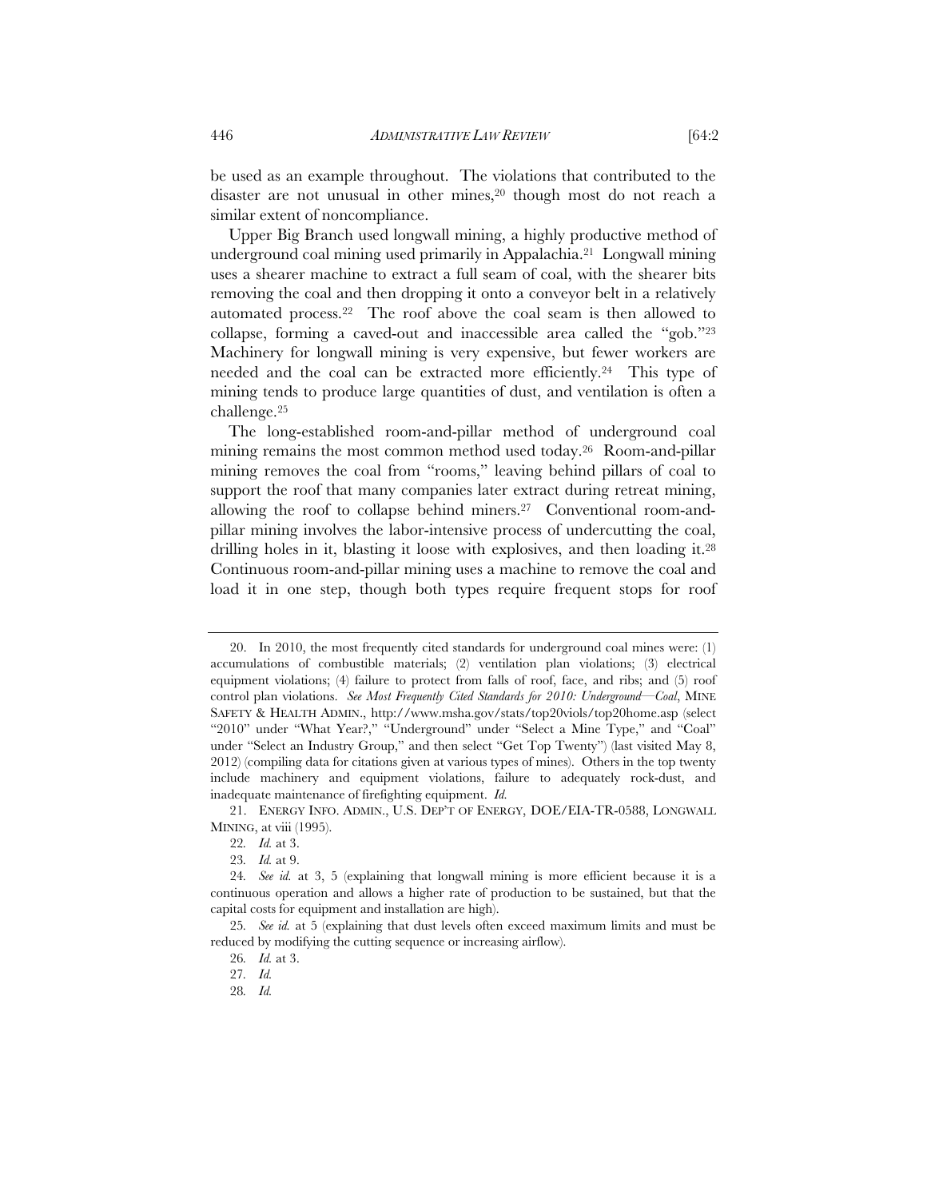be used as an example throughout. The violations that contributed to the disaster are not unusual in other mines,[20] though most do not reach a similar extent of noncompliance.

Upper Big Branch used longwall mining, a highly productive method of underground coal mining used primarily in Appalachia.[21] Longwall mining uses a shearer machine to extract a full seam of coal, with the shearer bits removing the coal and then dropping it onto a conveyor belt in a relatively automated process.[22] The roof above the coal seam is then allowed to collapse, forming a caved-out and inaccessible area called the "gob."[23] Machinery for longwall mining is very expensive, but fewer workers are needed and the coal can be extracted more efficiently.[24] This type of mining tends to produce large quantities of dust, and ventilation is often a challenge.[25]

The long-established room-and-pillar method of underground coal mining remains the most common method used today.[26] Room-and-pillar mining removes the coal from "rooms," leaving behind pillars of coal to support the roof that many companies later extract during retreat mining, allowing the roof to collapse behind miners.[27] Conventional room-and-pillar mining involves the labor-intensive process of undercutting the coal, drilling holes in it, blasting it loose with explosives, and then loading it.[28] Continuous room-and-pillar mining uses a machine to remove the coal and load it in one step, though both types require frequent stops for roof

---

20. In 2010, the most frequently cited standards for underground coal mines were: (1) accumulations of combustible materials; (2) ventilation plan violations; (3) electrical equipment violations; (4) failure to protect from falls of roof, face, and ribs; and (5) roof control plan violations. *See Most Frequently Cited Standards for 2010: Underground—Coal*, MINE SAFETY & HEALTH ADMIN., http://www.msha.gov/stats/top20viols/top20home.asp (select "2010" under "What Year?," "Underground" under "Select a Mine Type," and "Coal" under "Select an Industry Group," and then select "Get Top Twenty") (last visited May 8, 2012) (compiling data for citations given at various types of mines). Others in the top twenty include machinery and equipment violations, failure to adequately rock-dust, and inadequate maintenance of firefighting equipment. *Id.*

21. ENERGY INFO. ADMIN., U.S. DEP'T OF ENERGY, DOE/EIA-TR-0588, LONGWALL MINING, at viii (1995).

22. *Id.* at 3.

23. *Id.* at 9.

24. *See id.* at 3, 5 (explaining that longwall mining is more efficient because it is a continuous operation and allows a higher rate of production to be sustained, but that the capital costs for equipment and installation are high).

25. *See id.* at 5 (explaining that dust levels often exceed maximum limits and must be reduced by modifying the cutting sequence or increasing airflow).

26. *Id.* at 3.

27. *Id.*

28. *Id.*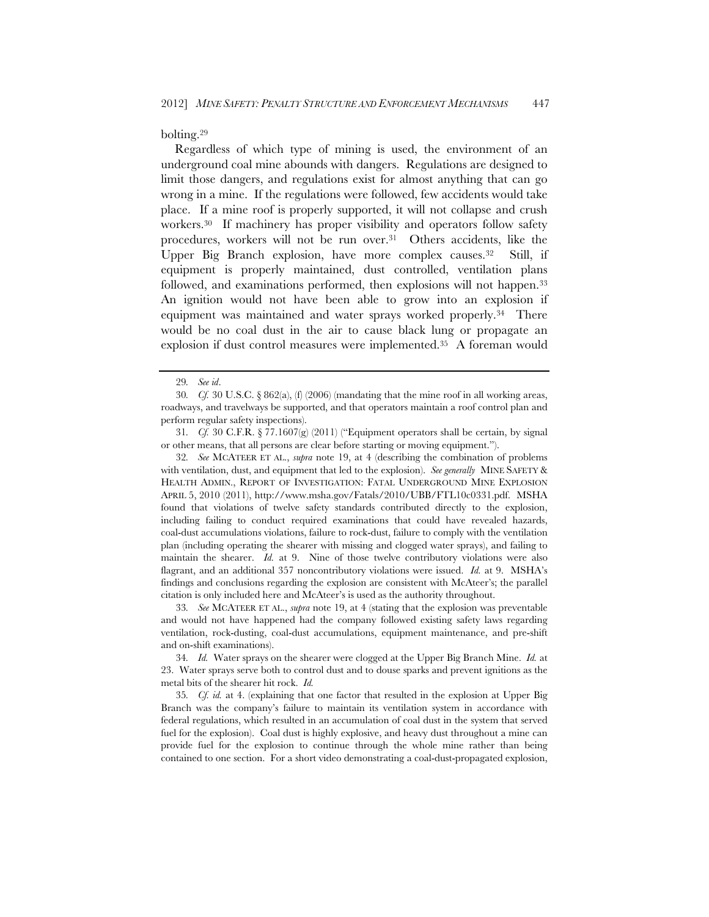bolting.[29]

Regardless of which type of mining is used, the environment of an underground coal mine abounds with dangers. Regulations are designed to limit those dangers, and regulations exist for almost anything that can go wrong in a mine. If the regulations were followed, few accidents would take place. If a mine roof is properly supported, it will not collapse and crush workers.[30] If machinery has proper visibility and operators follow safety procedures, workers will not be run over.[31] Others accidents, like the Upper Big Branch explosion, have more complex causes.[32] Still, if equipment is properly maintained, dust controlled, ventilation plans followed, and examinations performed, then explosions will not happen.[33] An ignition would not have been able to grow into an explosion if equipment was maintained and water sprays worked properly.[34] There would be no coal dust in the air to cause black lung or propagate an explosion if dust control measures were implemented.[35] A foreman would

---

29. *See id*.

30. *Cf.* 30 U.S.C. § 862(a), (f) (2006) (mandating that the mine roof in all working areas, roadways, and travelways be supported, and that operators maintain a roof control plan and perform regular safety inspections).

31. *Cf.* 30 C.F.R. § 77.1607(g) (2011) ("Equipment operators shall be certain, by signal or other means, that all persons are clear before starting or moving equipment.").

32. *See* MCATEER ET AL., *supra* note 19, at 4 (describing the combination of problems with ventilation, dust, and equipment that led to the explosion). *See generally* MINE SAFETY & HEALTH ADMIN., REPORT OF INVESTIGATION: FATAL UNDERGROUND MINE EXPLOSION APRIL 5, 2010 (2011), http://www.msha.gov/Fatals/2010/UBB/FTL10c0331.pdf. MSHA found that violations of twelve safety standards contributed directly to the explosion, including failing to conduct required examinations that could have revealed hazards, coal-dust accumulations violations, failure to rock-dust, failure to comply with the ventilation plan (including operating the shearer with missing and clogged water sprays), and failing to maintain the shearer. *Id.* at 9. Nine of those twelve contributory violations were also flagrant, and an additional 357 noncontributory violations were issued. *Id.* at 9. MSHA's findings and conclusions regarding the explosion are consistent with McAteer's; the parallel citation is only included here and McAteer's is used as the authority throughout.

33. *See* MCATEER ET AL., *supra* note 19, at 4 (stating that the explosion was preventable and would not have happened had the company followed existing safety laws regarding ventilation, rock-dusting, coal-dust accumulations, equipment maintenance, and pre-shift and on-shift examinations).

34. *Id.* Water sprays on the shearer were clogged at the Upper Big Branch Mine. *Id.* at 23. Water sprays serve both to control dust and to douse sparks and prevent ignitions as the metal bits of the shearer hit rock. *Id.*

35. *Cf. id.* at 4. (explaining that one factor that resulted in the explosion at Upper Big Branch was the company's failure to maintain its ventilation system in accordance with federal regulations, which resulted in an accumulation of coal dust in the system that served fuel for the explosion). Coal dust is highly explosive, and heavy dust throughout a mine can provide fuel for the explosion to continue through the whole mine rather than being contained to one section. For a short video demonstrating a coal-dust-propagated explosion,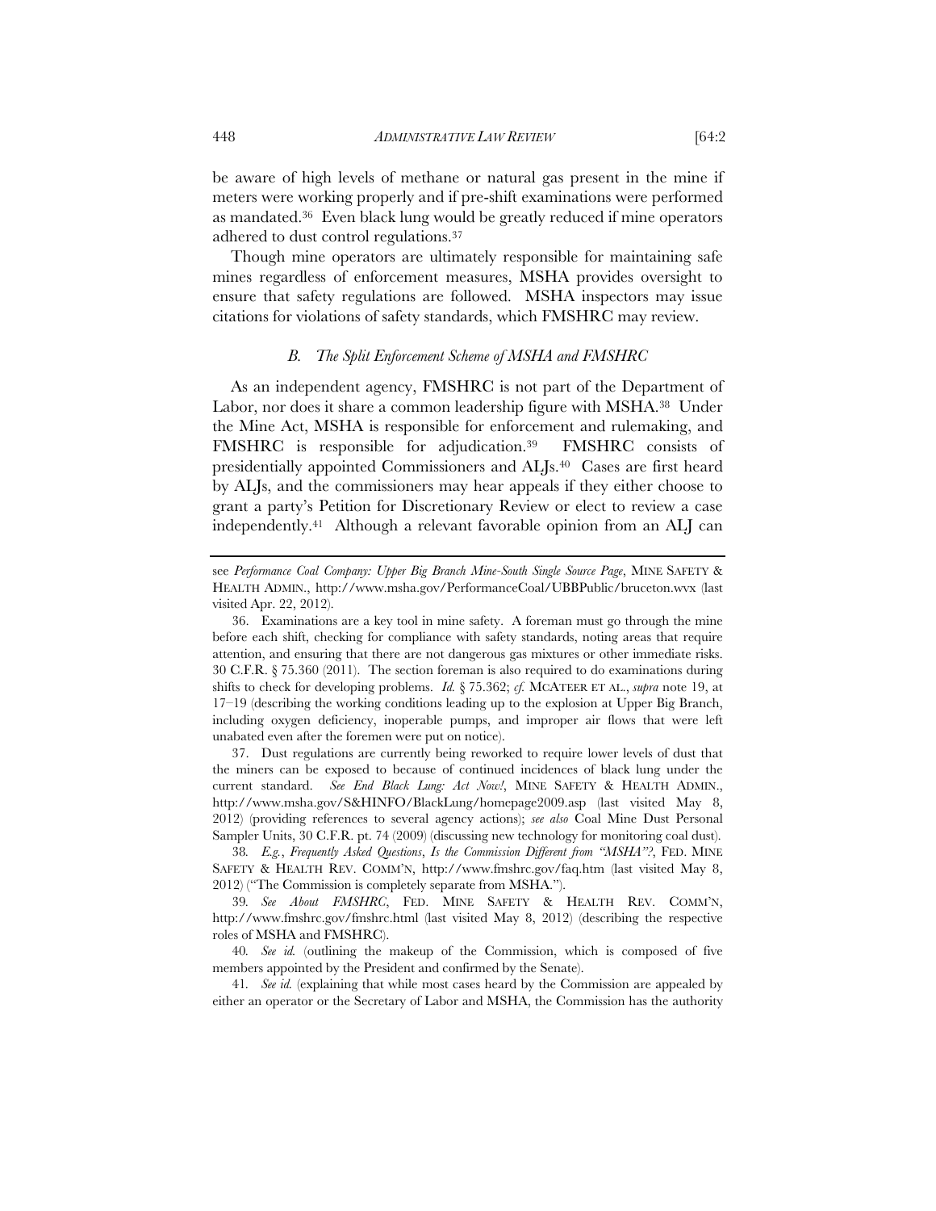be aware of high levels of methane or natural gas present in the mine if meters were working properly and if pre-shift examinations were performed as mandated.[36] Even black lung would be greatly reduced if mine operators adhered to dust control regulations.[37]

Though mine operators are ultimately responsible for maintaining safe mines regardless of enforcement measures, MSHA provides oversight to ensure that safety regulations are followed. MSHA inspectors may issue citations for violations of safety standards, which FMSHRC may review.

### *B. The Split Enforcement Scheme of MSHA and FMSHRC*

As an independent agency, FMSHRC is not part of the Department of Labor, nor does it share a common leadership figure with MSHA.[38] Under the Mine Act, MSHA is responsible for enforcement and rulemaking, and FMSHRC is responsible for adjudication.[39] FMSHRC consists of presidentially appointed Commissioners and ALJs.[40] Cases are first heard by ALJs, and the commissioners may hear appeals if they either choose to grant a party's Petition for Discretionary Review or elect to review a case independently.[41] Although a relevant favorable opinion from an ALJ can

---

see *Performance Coal Company: Upper Big Branch Mine-South Single Source Page*, MINE SAFETY & HEALTH ADMIN., http://www.msha.gov/PerformanceCoal/UBBPublic/bruceton.wvx (last visited Apr. 22, 2012).

36. Examinations are a key tool in mine safety. A foreman must go through the mine before each shift, checking for compliance with safety standards, noting areas that require attention, and ensuring that there are not dangerous gas mixtures or other immediate risks. 30 C.F.R. § 75.360 (2011). The section foreman is also required to do examinations during shifts to check for developing problems. *Id.* § 75.362; *cf.* MCATEER ET AL., *supra* note 19, at 17–19 (describing the working conditions leading up to the explosion at Upper Big Branch, including oxygen deficiency, inoperable pumps, and improper air flows that were left unabated even after the foremen were put on notice).

37. Dust regulations are currently being reworked to require lower levels of dust that the miners can be exposed to because of continued incidences of black lung under the current standard. *See End Black Lung: Act Now!*, MINE SAFETY & HEALTH ADMIN., http://www.msha.gov/S&HINFO/BlackLung/homepage2009.asp (last visited May 8, 2012) (providing references to several agency actions); *see also* Coal Mine Dust Personal Sampler Units, 30 C.F.R. pt. 74 (2009) (discussing new technology for monitoring coal dust).

38. *E.g.*, *Frequently Asked Questions*, *Is the Commission Different from "MSHA"?*, FED. MINE SAFETY & HEALTH REV. COMM'N, http://www.fmshrc.gov/faq.htm (last visited May 8, 2012) ("The Commission is completely separate from MSHA.").

39. *See About FMSHRC*, FED. MINE SAFETY & HEALTH REV. COMM'N, http://www.fmshrc.gov/fmshrc.html (last visited May 8, 2012) (describing the respective roles of MSHA and FMSHRC).

40. *See id.* (outlining the makeup of the Commission, which is composed of five members appointed by the President and confirmed by the Senate).

41. *See id.* (explaining that while most cases heard by the Commission are appealed by either an operator or the Secretary of Labor and MSHA, the Commission has the authority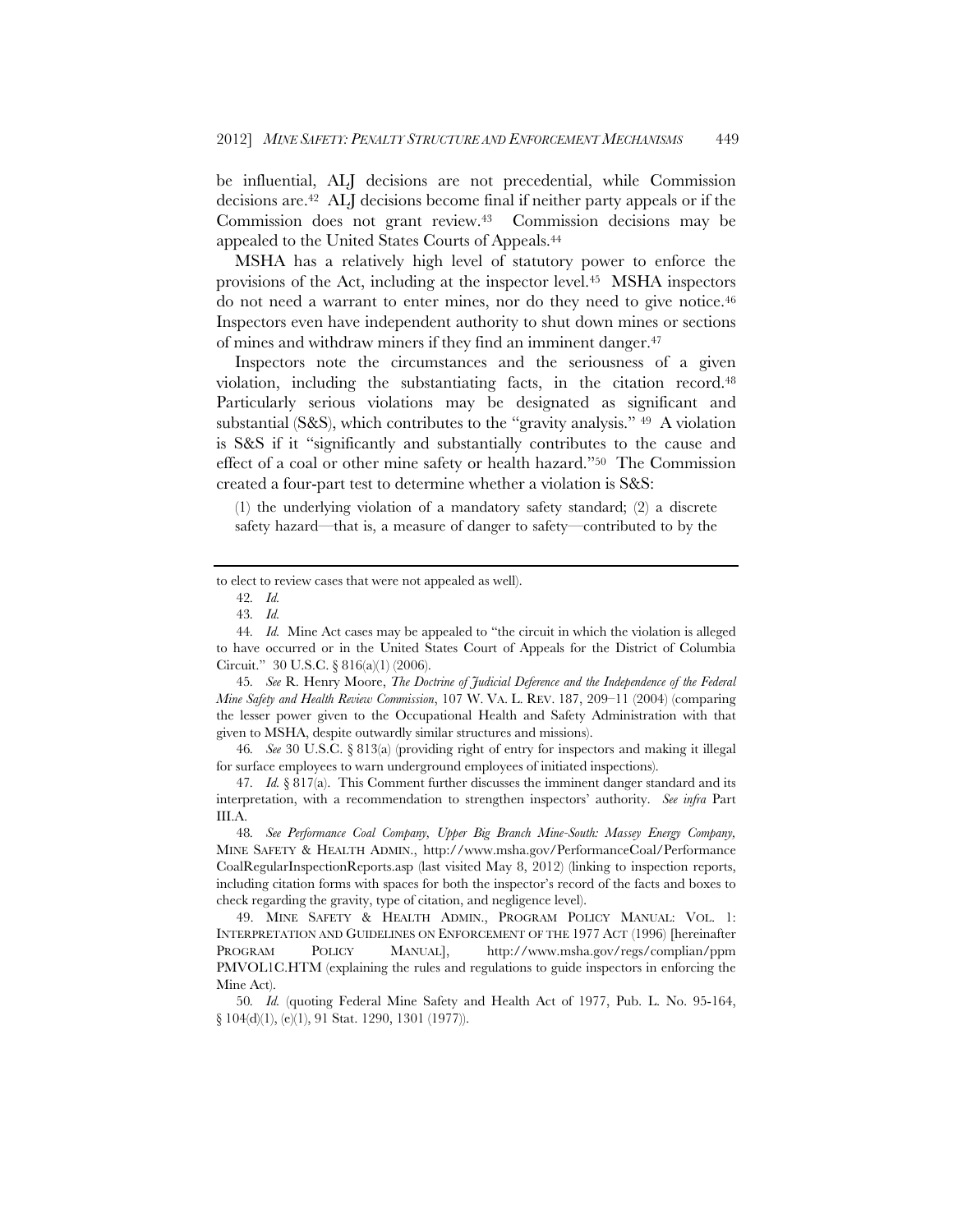be influential, ALJ decisions are not precedential, while Commission decisions are.[42] ALJ decisions become final if neither party appeals or if the Commission does not grant review.[43] Commission decisions may be appealed to the United States Courts of Appeals.[44]

MSHA has a relatively high level of statutory power to enforce the provisions of the Act, including at the inspector level.[45] MSHA inspectors do not need a warrant to enter mines, nor do they need to give notice.[46] Inspectors even have independent authority to shut down mines or sections of mines and withdraw miners if they find an imminent danger.[47]

Inspectors note the circumstances and the seriousness of a given violation, including the substantiating facts, in the citation record.[48] Particularly serious violations may be designated as significant and substantial (S&S), which contributes to the "gravity analysis."[49] A violation is S&S if it "significantly and substantially contributes to the cause and effect of a coal or other mine safety or health hazard."[50] The Commission created a four-part test to determine whether a violation is S&S:

> (1) the underlying violation of a mandatory safety standard; (2) a discrete safety hazard—that is, a measure of danger to safety—contributed to by the

---

to elect to review cases that were not appealed as well).

42. *Id.*

43. *Id.*

44. *Id.* Mine Act cases may be appealed to "the circuit in which the violation is alleged to have occurred or in the United States Court of Appeals for the District of Columbia Circuit." 30 U.S.C. § 816(a)(1) (2006).

45. *See* R. Henry Moore, *The Doctrine of Judicial Deference and the Independence of the Federal Mine Safety and Health Review Commission*, 107 W. VA. L. REV. 187, 209–11 (2004) (comparing the lesser power given to the Occupational Health and Safety Administration with that given to MSHA, despite outwardly similar structures and missions).

46. *See* 30 U.S.C. § 813(a) (providing right of entry for inspectors and making it illegal for surface employees to warn underground employees of initiated inspections).

47. *Id.* § 817(a). This Comment further discusses the imminent danger standard and its interpretation, with a recommendation to strengthen inspectors' authority. *See infra* Part III.A.

48. *See Performance Coal Company, Upper Big Branch Mine-South: Massey Energy Company*, MINE SAFETY & HEALTH ADMIN., http://www.msha.gov/PerformanceCoal/PerformanceCoalRegularInspectionReports.asp (last visited May 8, 2012) (linking to inspection reports, including citation forms with spaces for both the inspector's record of the facts and boxes to check regarding the gravity, type of citation, and negligence level).

49. MINE SAFETY & HEALTH ADMIN., PROGRAM POLICY MANUAL: VOL. 1: INTERPRETATION AND GUIDELINES ON ENFORCEMENT OF THE 1977 ACT (1996) [hereinafter PROGRAM POLICY MANUAL], http://www.msha.gov/regs/complian/ppm PMVOL1C.HTM (explaining the rules and regulations to guide inspectors in enforcing the Mine Act).

50. *Id.* (quoting Federal Mine Safety and Health Act of 1977, Pub. L. No. 95-164, § 104(d)(1), (e)(1), 91 Stat. 1290, 1301 (1977)).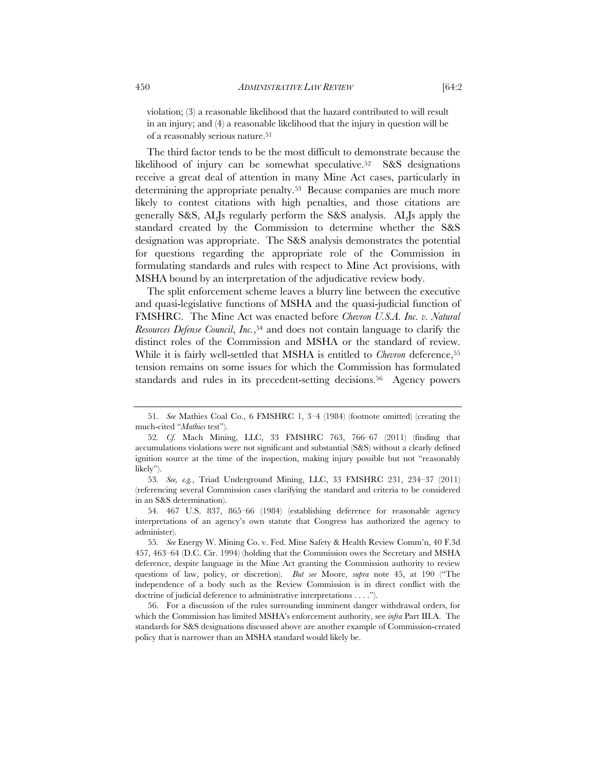violation; (3) a reasonable likelihood that the hazard contributed to will result in an injury; and (4) a reasonable likelihood that the injury in question will be of a reasonably serious nature.[51]

The third factor tends to be the most difficult to demonstrate because the likelihood of injury can be somewhat speculative.[52] S&S designations receive a great deal of attention in many Mine Act cases, particularly in determining the appropriate penalty.[53] Because companies are much more likely to contest citations with high penalties, and those citations are generally S&S, ALJs regularly perform the S&S analysis. ALJs apply the standard created by the Commission to determine whether the S&S designation was appropriate. The S&S analysis demonstrates the potential for questions regarding the appropriate role of the Commission in formulating standards and rules with respect to Mine Act provisions, with MSHA bound by an interpretation of the adjudicative review body.

The split enforcement scheme leaves a blurry line between the executive and quasi-legislative functions of MSHA and the quasi-judicial function of FMSHRC. The Mine Act was enacted before *Chevron U.S.A. Inc. v. Natural Resources Defense Council*, *Inc.*,[54] and does not contain language to clarify the distinct roles of the Commission and MSHA or the standard of review. While it is fairly well-settled that MSHA is entitled to *Chevron* deference,[55] tension remains on some issues for which the Commission has formulated standards and rules in its precedent-setting decisions.[56] Agency powers

---

51. *See* Mathies Coal Co., 6 FMSHRC 1, 3–4 (1984) (footnote omitted) (creating the much-cited "*Mathies* test").

52. *Cf.* Mach Mining, LLC, 33 FMSHRC 763, 766–67 (2011) (finding that accumulations violations were not significant and substantial (S&S) without a clearly defined ignition source at the time of the inspection, making injury possible but not "reasonably likely").

53. *See, e.g.*, Triad Underground Mining, LLC, 33 FMSHRC 231, 234–37 (2011) (referencing several Commission cases clarifying the standard and criteria to be considered in an S&S determination).

54. 467 U.S. 837, 865–66 (1984) (establishing deference for reasonable agency interpretations of an agency's own statute that Congress has authorized the agency to administer).

55. *See* Energy W. Mining Co. v. Fed. Mine Safety & Health Review Comm'n, 40 F.3d 457, 463–64 (D.C. Cir. 1994) (holding that the Commission owes the Secretary and MSHA deference, despite language in the Mine Act granting the Commission authority to review questions of law, policy, or discretion). *But see* Moore, *supra* note 45, at 190 ("The independence of a body such as the Review Commission is in direct conflict with the doctrine of judicial deference to administrative interpretations . . . .").

56. For a discussion of the rules surrounding imminent danger withdrawal orders, for which the Commission has limited MSHA's enforcement authority, see *infra* Part III.A. The standards for S&S designations discussed above are another example of Commission-created policy that is narrower than an MSHA standard would likely be.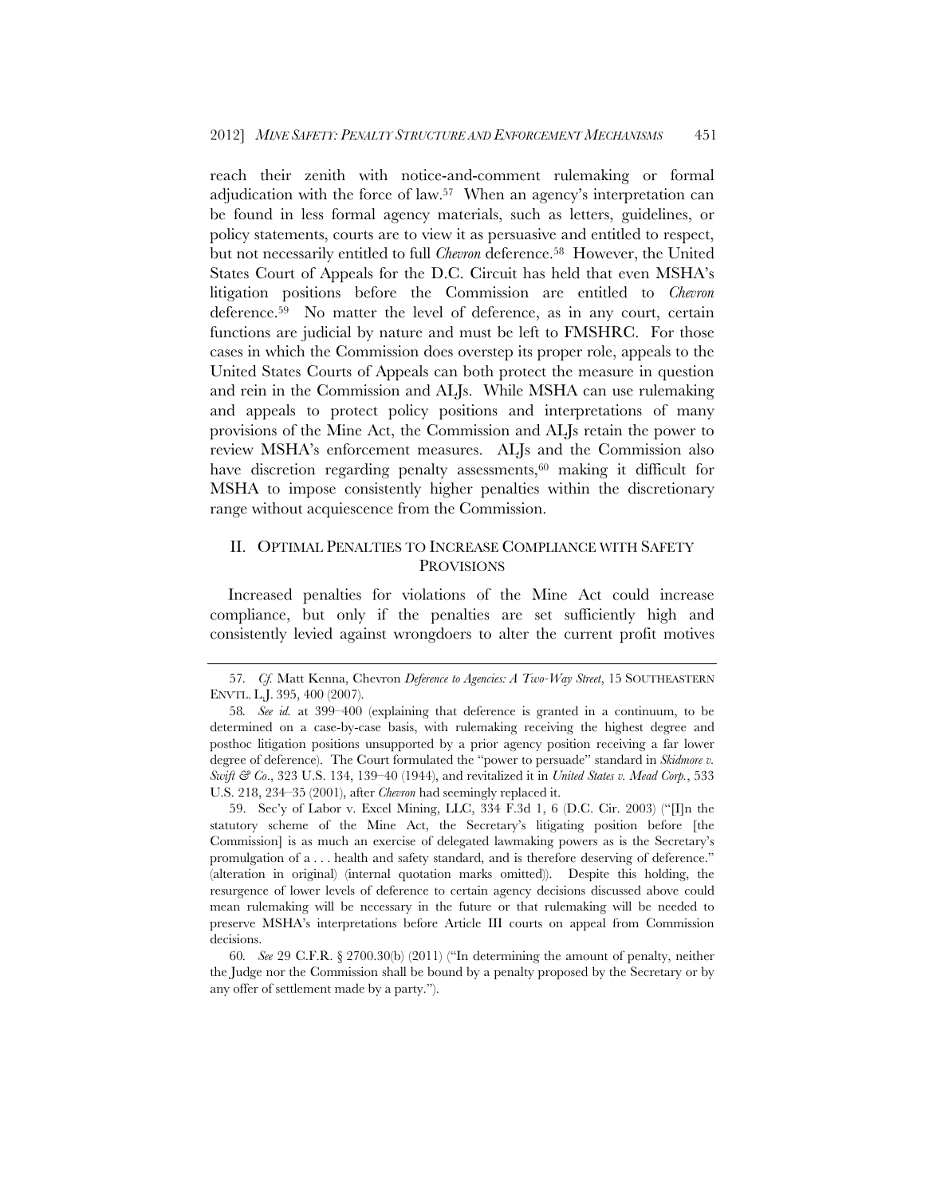reach their zenith with notice-and-comment rulemaking or formal adjudication with the force of law.[57] When an agency's interpretation can be found in less formal agency materials, such as letters, guidelines, or policy statements, courts are to view it as persuasive and entitled to respect, but not necessarily entitled to full *Chevron* deference.[58] However, the United States Court of Appeals for the D.C. Circuit has held that even MSHA's litigation positions before the Commission are entitled to *Chevron* deference.[59] No matter the level of deference, as in any court, certain functions are judicial by nature and must be left to FMSHRC. For those cases in which the Commission does overstep its proper role, appeals to the United States Courts of Appeals can both protect the measure in question and rein in the Commission and ALJs. While MSHA can use rulemaking and appeals to protect policy positions and interpretations of many provisions of the Mine Act, the Commission and ALJs retain the power to review MSHA's enforcement measures. ALJs and the Commission also have discretion regarding penalty assessments,[60] making it difficult for MSHA to impose consistently higher penalties within the discretionary range without acquiescence from the Commission.

## II. OPTIMAL PENALTIES TO INCREASE COMPLIANCE WITH SAFETY PROVISIONS

Increased penalties for violations of the Mine Act could increase compliance, but only if the penalties are set sufficiently high and consistently levied against wrongdoers to alter the current profit motives

---

57. *Cf.* Matt Kenna, Chevron *Deference to Agencies: A Two-Way Street*, 15 SOUTHEASTERN ENVTL. L.J. 395, 400 (2007).

58. *See id.* at 399–400 (explaining that deference is granted in a continuum, to be determined on a case-by-case basis, with rulemaking receiving the highest degree and posthoc litigation positions unsupported by a prior agency position receiving a far lower degree of deference). The Court formulated the "power to persuade" standard in *Skidmore v. Swift & Co*., 323 U.S. 134, 139–40 (1944), and revitalized it in *United States v. Mead Corp.*, 533 U.S. 218, 234–35 (2001), after *Chevron* had seemingly replaced it.

59. Sec'y of Labor v. Excel Mining, LLC, 334 F.3d 1, 6 (D.C. Cir. 2003) ("[I]n the statutory scheme of the Mine Act, the Secretary's litigating position before [the Commission] is as much an exercise of delegated lawmaking powers as is the Secretary's promulgation of a . . . health and safety standard, and is therefore deserving of deference." (alteration in original) (internal quotation marks omitted)). Despite this holding, the resurgence of lower levels of deference to certain agency decisions discussed above could mean rulemaking will be necessary in the future or that rulemaking will be needed to preserve MSHA's interpretations before Article III courts on appeal from Commission decisions.

60. *See* 29 C.F.R. § 2700.30(b) (2011) ("In determining the amount of penalty, neither the Judge nor the Commission shall be bound by a penalty proposed by the Secretary or by any offer of settlement made by a party.").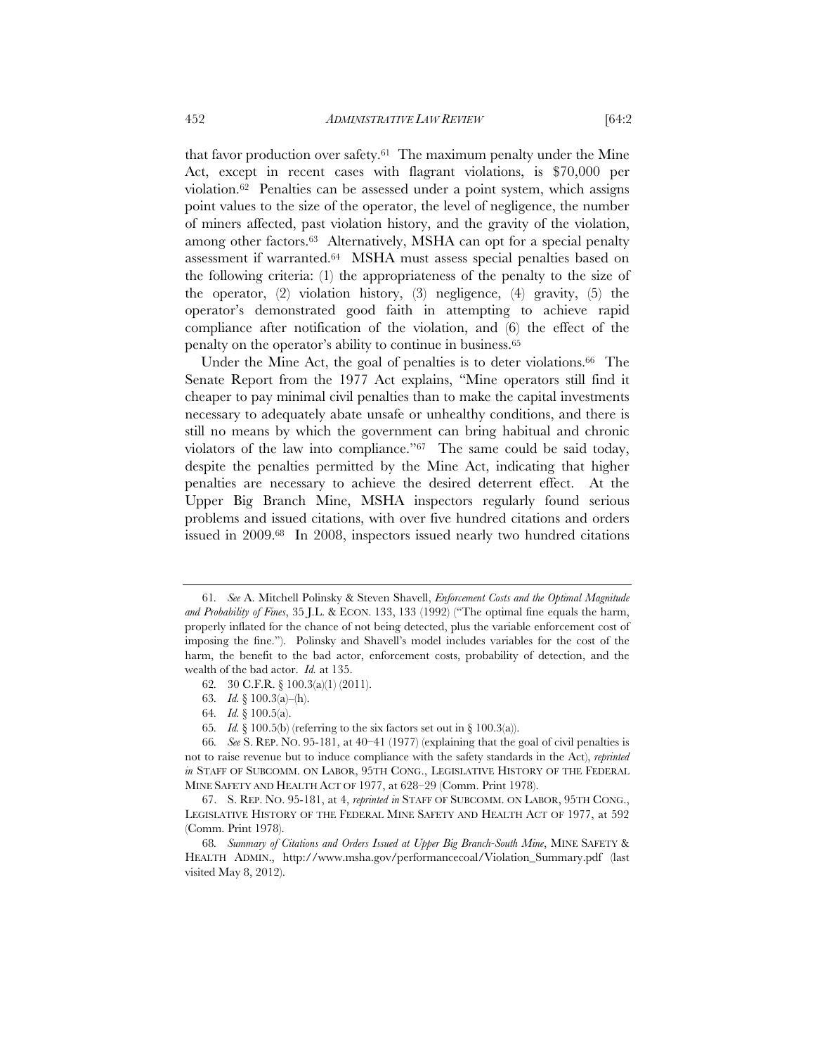that favor production over safety.[61] The maximum penalty under the Mine Act, except in recent cases with flagrant violations, is $70,000 per violation.[62] Penalties can be assessed under a point system, which assigns point values to the size of the operator, the level of negligence, the number of miners affected, past violation history, and the gravity of the violation, among other factors.[63] Alternatively, MSHA can opt for a special penalty assessment if warranted.[64] MSHA must assess special penalties based on the following criteria: (1) the appropriateness of the penalty to the size of the operator, (2) violation history, (3) negligence, (4) gravity, (5) the operator's demonstrated good faith in attempting to achieve rapid compliance after notification of the violation, and (6) the effect of the penalty on the operator's ability to continue in business.[65]

Under the Mine Act, the goal of penalties is to deter violations.[66] The Senate Report from the 1977 Act explains, "Mine operators still find it cheaper to pay minimal civil penalties than to make the capital investments necessary to adequately abate unsafe or unhealthy conditions, and there is still no means by which the government can bring habitual and chronic violators of the law into compliance."[67] The same could be said today, despite the penalties permitted by the Mine Act, indicating that higher penalties are necessary to achieve the desired deterrent effect. At the Upper Big Branch Mine, MSHA inspectors regularly found serious problems and issued citations, with over five hundred citations and orders issued in 2009.[68] In 2008, inspectors issued nearly two hundred citations

---

61. *See* A. Mitchell Polinsky & Steven Shavell, *Enforcement Costs and the Optimal Magnitude and Probability of Fines*, 35 J.L. & ECON. 133, 133 (1992) ("The optimal fine equals the harm, properly inflated for the chance of not being detected, plus the variable enforcement cost of imposing the fine."). Polinsky and Shavell's model includes variables for the cost of the harm, the benefit to the bad actor, enforcement costs, probability of detection, and the wealth of the bad actor. *Id.* at 135.

62. 30 C.F.R. § 100.3(a)(1) (2011).

63. *Id.* § 100.3(a)–(h).

64. *Id.* § 100.5(a).

65. *Id.* § 100.5(b) (referring to the six factors set out in § 100.3(a)).

66. *See* S. REP. NO. 95-181, at 40–41 (1977) (explaining that the goal of civil penalties is not to raise revenue but to induce compliance with the safety standards in the Act), *reprinted in* STAFF OF SUBCOMM. ON LABOR, 95TH CONG., LEGISLATIVE HISTORY OF THE FEDERAL MINE SAFETY AND HEALTH ACT OF 1977, at 628–29 (Comm. Print 1978).

67. S. REP. NO. 95-181, at 4, *reprinted in* STAFF OF SUBCOMM. ON LABOR, 95TH CONG., LEGISLATIVE HISTORY OF THE FEDERAL MINE SAFETY AND HEALTH ACT OF 1977, at 592 (Comm. Print 1978).

68. *Summary of Citations and Orders Issued at Upper Big Branch-South Mine*, MINE SAFETY & HEALTH ADMIN., http://www.msha.gov/performancecoal/Violation_Summary.pdf (last visited May 8, 2012).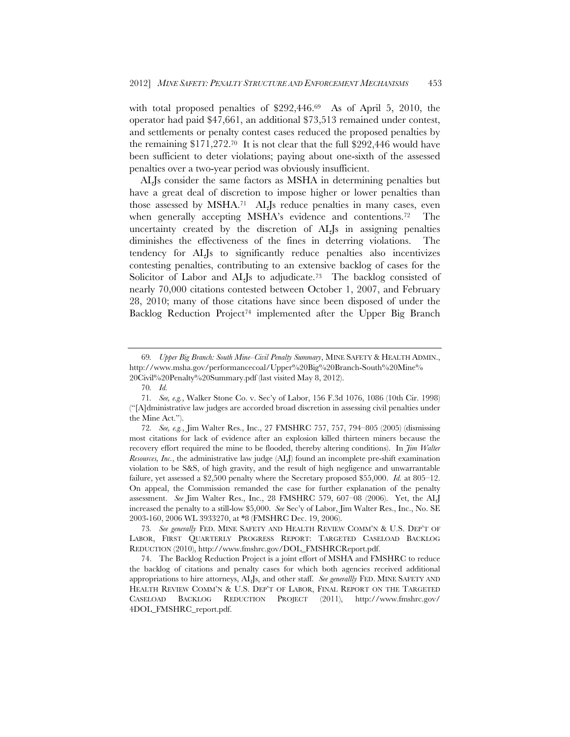with total proposed penalties of $292,446.[69] As of April 5, 2010, the operator had paid $47,661, an additional $73,513 remained under contest, and settlements or penalty contest cases reduced the proposed penalties by the remaining $171,272.[70] It is not clear that the full $292,446 would have been sufficient to deter violations; paying about one-sixth of the assessed penalties over a two-year period was obviously insufficient.

ALJs consider the same factors as MSHA in determining penalties but have a great deal of discretion to impose higher or lower penalties than those assessed by MSHA.[71] ALJs reduce penalties in many cases, even when generally accepting MSHA's evidence and contentions.[72] The uncertainty created by the discretion of ALJs in assigning penalties diminishes the effectiveness of the fines in deterring violations. The tendency for ALJs to significantly reduce penalties also incentivizes contesting penalties, contributing to an extensive backlog of cases for the Solicitor of Labor and ALJs to adjudicate.[73] The backlog consisted of nearly 70,000 citations contested between October 1, 2007, and February 28, 2010; many of those citations have since been disposed of under the Backlog Reduction Project[74] implemented after the Upper Big Branch

---

69. *Upper Big Branch: South Mine–Civil Penalty Summary*, MINE SAFETY & HEALTH ADMIN., http://www.msha.gov/performancecoal/Upper%20Big%20Branch-South%20Mine%20Civil%20Penalty%20Summary.pdf (last visited May 8, 2012).

70. *Id.*

71. *See, e.g.*, Walker Stone Co. v. Sec'y of Labor, 156 F.3d 1076, 1086 (10th Cir. 1998) ("[A]dministrative law judges are accorded broad discretion in assessing civil penalties under the Mine Act.").

72. *See, e.g.*, Jim Walter Res., Inc., 27 FMSHRC 757, 757, 794–805 (2005) (dismissing most citations for lack of evidence after an explosion killed thirteen miners because the recovery effort required the mine to be flooded, thereby altering conditions). In *Jim Walter Resources, Inc.*, the administrative law judge (ALJ) found an incomplete pre-shift examination violation to be S&S, of high gravity, and the result of high negligence and unwarrantable failure, yet assessed a $2,500 penalty where the Secretary proposed $55,000. *Id.* at 805–12. On appeal, the Commission remanded the case for further explanation of the penalty assessment. *See* Jim Walter Res., Inc., 28 FMSHRC 579, 607–08 (2006). Yet, the ALJ increased the penalty to a still-low $5,000. *See* Sec'y of Labor, Jim Walter Res., Inc., No. SE 2003-160, 2006 WL 3933270, at *8 (FMSHRC Dec. 19, 2006).

73. *See generally* FED. MINE SAFETY AND HEALTH REVIEW COMM'N & U.S. DEP'T OF LABOR, FIRST QUARTERLY PROGRESS REPORT: TARGETED CASELOAD BACKLOG REDUCTION (2010), http://www.fmshrc.gov/DOL_FMSHRCReport.pdf.

74. The Backlog Reduction Project is a joint effort of MSHA and FMSHRC to reduce the backlog of citations and penalty cases for which both agencies received additional appropriations to hire attorneys, ALJs, and other staff. *See generallly* FED. MINE SAFETY AND HEALTH REVIEW COMM'N & U.S. DEP'T OF LABOR, FINAL REPORT ON THE TARGETED CASELOAD BACKLOG REDUCTION PROJECT (2011), http://www.fmshrc.gov/4DOL_FMSHRC_report.pdf.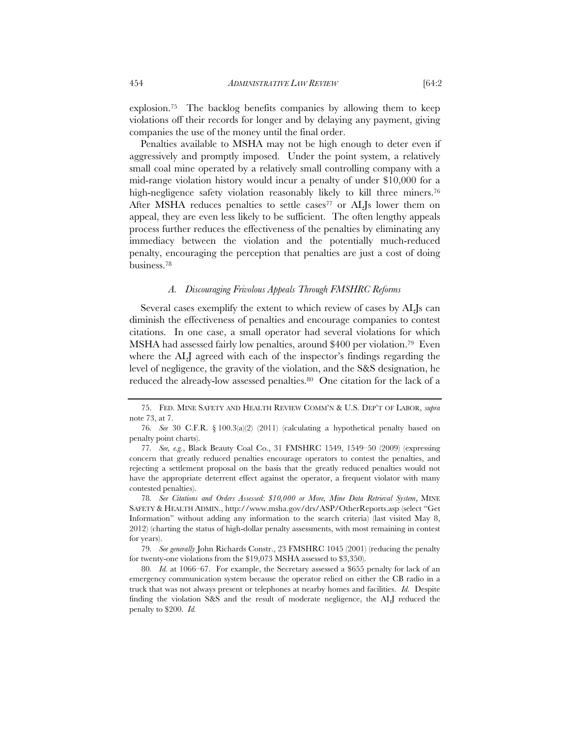explosion.[75] The backlog benefits companies by allowing them to keep violations off their records for longer and by delaying any payment, giving companies the use of the money until the final order.

Penalties available to MSHA may not be high enough to deter even if aggressively and promptly imposed. Under the point system, a relatively small coal mine operated by a relatively small controlling company with a mid-range violation history would incur a penalty of under $10,000 for a high-negligence safety violation reasonably likely to kill three miners.[76] After MSHA reduces penalties to settle cases[77] or ALJs lower them on appeal, they are even less likely to be sufficient. The often lengthy appeals process further reduces the effectiveness of the penalties by eliminating any immediacy between the violation and the potentially much-reduced penalty, encouraging the perception that penalties are just a cost of doing business.[78]

### *A. Discouraging Frivolous Appeals Through FMSHRC Reforms*

Several cases exemplify the extent to which review of cases by ALJs can diminish the effectiveness of penalties and encourage companies to contest citations. In one case, a small operator had several violations for which MSHA had assessed fairly low penalties, around $400 per violation.[79] Even where the ALJ agreed with each of the inspector's findings regarding the level of negligence, the gravity of the violation, and the S&S designation, he reduced the already-low assessed penalties.[80] One citation for the lack of a

---

75. FED. MINE SAFETY AND HEALTH REVIEW COMM'N & U.S. DEP'T OF LABOR, *supra* note 73, at 7.

76. *See* 30 C.F.R. § 100.3(a)(2) (2011) (calculating a hypothetical penalty based on penalty point charts).

77. *See, e.g.*, Black Beauty Coal Co., 31 FMSHRC 1549, 1549–50 (2009) (expressing concern that greatly reduced penalties encourage operators to contest the penalties, and rejecting a settlement proposal on the basis that the greatly reduced penalties would not have the appropriate deterrent effect against the operator, a frequent violator with many contested penalties).

78. *See Citations and Orders Assessed: $10,000 or More, Mine Data Retrieval System*, MINE SAFETY & HEALTH ADMIN., http://www.msha.gov/drs/ASP/OtherReports.asp (select "Get Information" without adding any information to the search criteria) (last visited May 8, 2012) (charting the status of high-dollar penalty assessments, with most remaining in contest for years).

79. *See generally* John Richards Constr., 23 FMSHRC 1045 (2001) (reducing the penalty for twenty-one violations from the $19,073 MSHA assessed to $3,350).

80. *Id.* at 1066–67. For example, the Secretary assessed a $655 penalty for lack of an emergency communication system because the operator relied on either the CB radio in a truck that was not always present or telephones at nearby homes and facilities. *Id.* Despite finding the violation S&S and the result of moderate negligence, the ALJ reduced the penalty to $200. *Id.*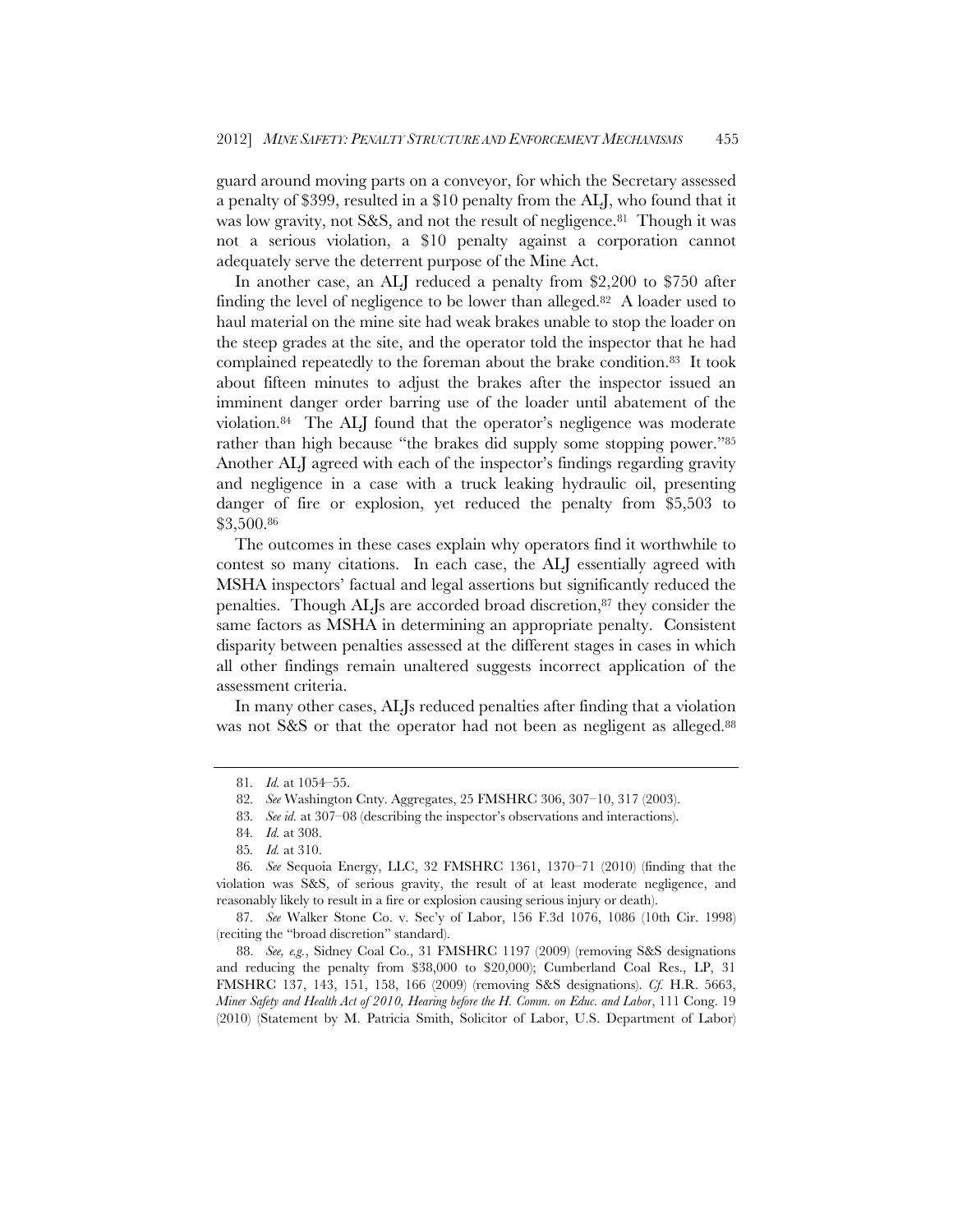guard around moving parts on a conveyor, for which the Secretary assessed a penalty of $399, resulted in a $10 penalty from the ALJ, who found that it was low gravity, not S&S, and not the result of negligence.[81] Though it was not a serious violation, a $10 penalty against a corporation cannot adequately serve the deterrent purpose of the Mine Act.

In another case, an ALJ reduced a penalty from $2,200 to $750 after finding the level of negligence to be lower than alleged.[82] A loader used to haul material on the mine site had weak brakes unable to stop the loader on the steep grades at the site, and the operator told the inspector that he had complained repeatedly to the foreman about the brake condition.[83] It took about fifteen minutes to adjust the brakes after the inspector issued an imminent danger order barring use of the loader until abatement of the violation.[84] The ALJ found that the operator's negligence was moderate rather than high because "the brakes did supply some stopping power."[85] Another ALJ agreed with each of the inspector's findings regarding gravity and negligence in a case with a truck leaking hydraulic oil, presenting danger of fire or explosion, yet reduced the penalty from $5,503 to $3,500.[86]

The outcomes in these cases explain why operators find it worthwhile to contest so many citations. In each case, the ALJ essentially agreed with MSHA inspectors' factual and legal assertions but significantly reduced the penalties. Though ALJs are accorded broad discretion,[87] they consider the same factors as MSHA in determining an appropriate penalty. Consistent disparity between penalties assessed at the different stages in cases in which all other findings remain unaltered suggests incorrect application of the assessment criteria.

In many other cases, ALJs reduced penalties after finding that a violation was not S&S or that the operator had not been as negligent as alleged.[88]

---

81. *Id.* at 1054–55.

82. *See* Washington Cnty. Aggregates, 25 FMSHRC 306, 307–10, 317 (2003).

83. *See id.* at 307–08 (describing the inspector's observations and interactions).

84. *Id.* at 308.

85. *Id.* at 310.

86. *See* Sequoia Energy, LLC, 32 FMSHRC 1361, 1370–71 (2010) (finding that the violation was S&S, of serious gravity, the result of at least moderate negligence, and reasonably likely to result in a fire or explosion causing serious injury or death).

87. *See* Walker Stone Co. v. Sec'y of Labor, 156 F.3d 1076, 1086 (10th Cir. 1998) (reciting the "broad discretion" standard).

88. *See, e.g.*, Sidney Coal Co., 31 FMSHRC 1197 (2009) (removing S&S designations and reducing the penalty from $38,000 to $20,000); Cumberland Coal Res., LP, 31 FMSHRC 137, 143, 151, 158, 166 (2009) (removing S&S designations). *Cf.* H.R. 5663, *Miner Safety and Health Act of 2010, Hearing before the H. Comm. on Educ. and Labor*, 111 Cong. 19 (2010) (Statement by M. Patricia Smith, Solicitor of Labor, U.S. Department of Labor)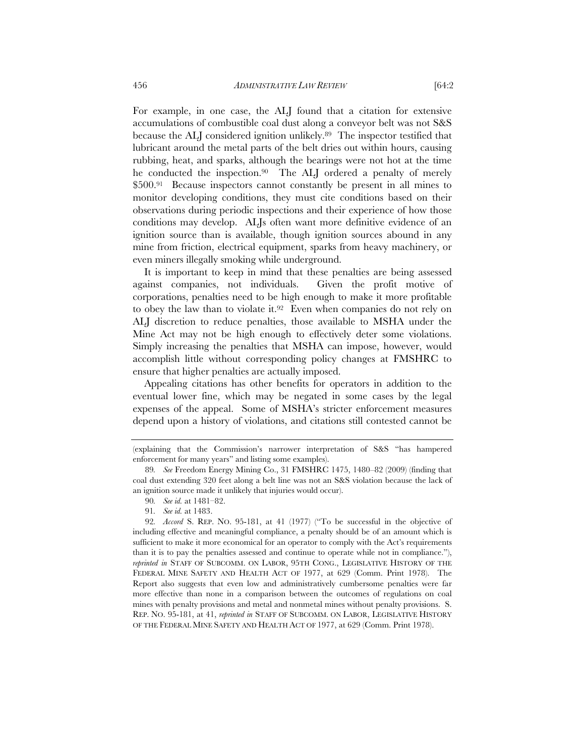For example, in one case, the ALJ found that a citation for extensive accumulations of combustible coal dust along a conveyor belt was not S&S because the ALJ considered ignition unlikely.[89] The inspector testified that lubricant around the metal parts of the belt dries out within hours, causing rubbing, heat, and sparks, although the bearings were not hot at the time he conducted the inspection.[90] The ALJ ordered a penalty of merely $500.[91] Because inspectors cannot constantly be present in all mines to monitor developing conditions, they must cite conditions based on their observations during periodic inspections and their experience of how those conditions may develop. ALJs often want more definitive evidence of an ignition source than is available, though ignition sources abound in any mine from friction, electrical equipment, sparks from heavy machinery, or even miners illegally smoking while underground.

It is important to keep in mind that these penalties are being assessed against companies, not individuals. Given the profit motive of corporations, penalties need to be high enough to make it more profitable to obey the law than to violate it.[92] Even when companies do not rely on ALJ discretion to reduce penalties, those available to MSHA under the Mine Act may not be high enough to effectively deter some violations. Simply increasing the penalties that MSHA can impose, however, would accomplish little without corresponding policy changes at FMSHRC to ensure that higher penalties are actually imposed.

Appealing citations has other benefits for operators in addition to the eventual lower fine, which may be negated in some cases by the legal expenses of the appeal. Some of MSHA's stricter enforcement measures depend upon a history of violations, and citations still contested cannot be

---

(explaining that the Commission's narrower interpretation of S&S "has hampered enforcement for many years" and listing some examples).

89. *See* Freedom Energy Mining Co., 31 FMSHRC 1475, 1480–82 (2009) (finding that coal dust extending 320 feet along a belt line was not an S&S violation because the lack of an ignition source made it unlikely that injuries would occur).

90. *See id.* at 1481–82.

91. *See id.* at 1483.

92. *Accord* S. REP. NO. 95-181, at 41 (1977) ("To be successful in the objective of including effective and meaningful compliance, a penalty should be of an amount which is sufficient to make it more economical for an operator to comply with the Act's requirements than it is to pay the penalties assessed and continue to operate while not in compliance."), *reprinted in* STAFF OF SUBCOMM. ON LABOR, 95TH CONG., LEGISLATIVE HISTORY OF THE FEDERAL MINE SAFETY AND HEALTH ACT OF 1977, at 629 (Comm. Print 1978). The Report also suggests that even low and administratively cumbersome penalties were far more effective than none in a comparison between the outcomes of regulations on coal mines with penalty provisions and metal and nonmetal mines without penalty provisions. S. REP. NO. 95-181, at 41, *reprinted in* STAFF OF SUBCOMM. ON LABOR, LEGISLATIVE HISTORY OF THE FEDERAL MINE SAFETY AND HEALTH ACT OF 1977, at 629 (Comm. Print 1978).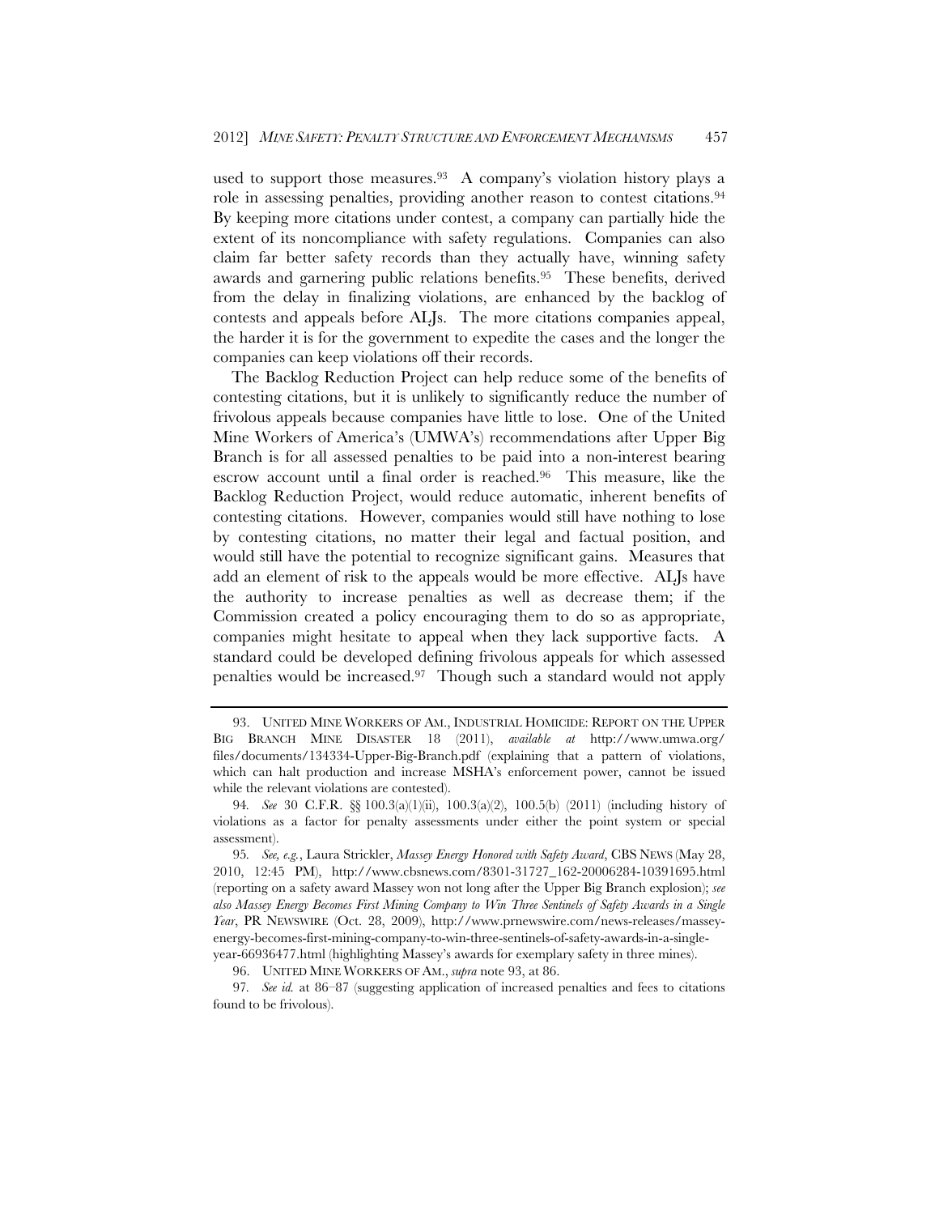used to support those measures.[93] A company's violation history plays a role in assessing penalties, providing another reason to contest citations.[94] By keeping more citations under contest, a company can partially hide the extent of its noncompliance with safety regulations. Companies can also claim far better safety records than they actually have, winning safety awards and garnering public relations benefits.[95] These benefits, derived from the delay in finalizing violations, are enhanced by the backlog of contests and appeals before ALJs. The more citations companies appeal, the harder it is for the government to expedite the cases and the longer the companies can keep violations off their records.

The Backlog Reduction Project can help reduce some of the benefits of contesting citations, but it is unlikely to significantly reduce the number of frivolous appeals because companies have little to lose. One of the United Mine Workers of America's (UMWA's) recommendations after Upper Big Branch is for all assessed penalties to be paid into a non-interest bearing escrow account until a final order is reached.[96] This measure, like the Backlog Reduction Project, would reduce automatic, inherent benefits of contesting citations. However, companies would still have nothing to lose by contesting citations, no matter their legal and factual position, and would still have the potential to recognize significant gains. Measures that add an element of risk to the appeals would be more effective. ALJs have the authority to increase penalties as well as decrease them; if the Commission created a policy encouraging them to do so as appropriate, companies might hesitate to appeal when they lack supportive facts. A standard could be developed defining frivolous appeals for which assessed penalties would be increased.[97] Though such a standard would not apply

---

93. UNITED MINE WORKERS OF AM., INDUSTRIAL HOMICIDE: REPORT ON THE UPPER BIG BRANCH MINE DISASTER 18 (2011), *available at* http://www.umwa.org/files/documents/134334-Upper-Big-Branch.pdf (explaining that a pattern of violations, which can halt production and increase MSHA's enforcement power, cannot be issued while the relevant violations are contested).

94. *See* 30 C.F.R. §§ 100.3(a)(1)(ii), 100.3(a)(2), 100.5(b) (2011) (including history of violations as a factor for penalty assessments under either the point system or special assessment).

95. *See, e.g.*, Laura Strickler, *Massey Energy Honored with Safety Award*, CBS NEWS (May 28, 2010, 12:45 PM), http://www.cbsnews.com/8301-31727_162-20006284-10391695.html (reporting on a safety award Massey won not long after the Upper Big Branch explosion); *see also Massey Energy Becomes First Mining Company to Win Three Sentinels of Safety Awards in a Single Year*, PR NEWSWIRE (Oct. 28, 2009), http://www.prnewswire.com/news-releases/massey-energy-becomes-first-mining-company-to-win-three-sentinels-of-safety-awards-in-a-single-year-66936477.html (highlighting Massey's awards for exemplary safety in three mines).

96. UNITED MINE WORKERS OF AM., *supra* note 93, at 86.

97. *See id.* at 86–87 (suggesting application of increased penalties and fees to citations found to be frivolous).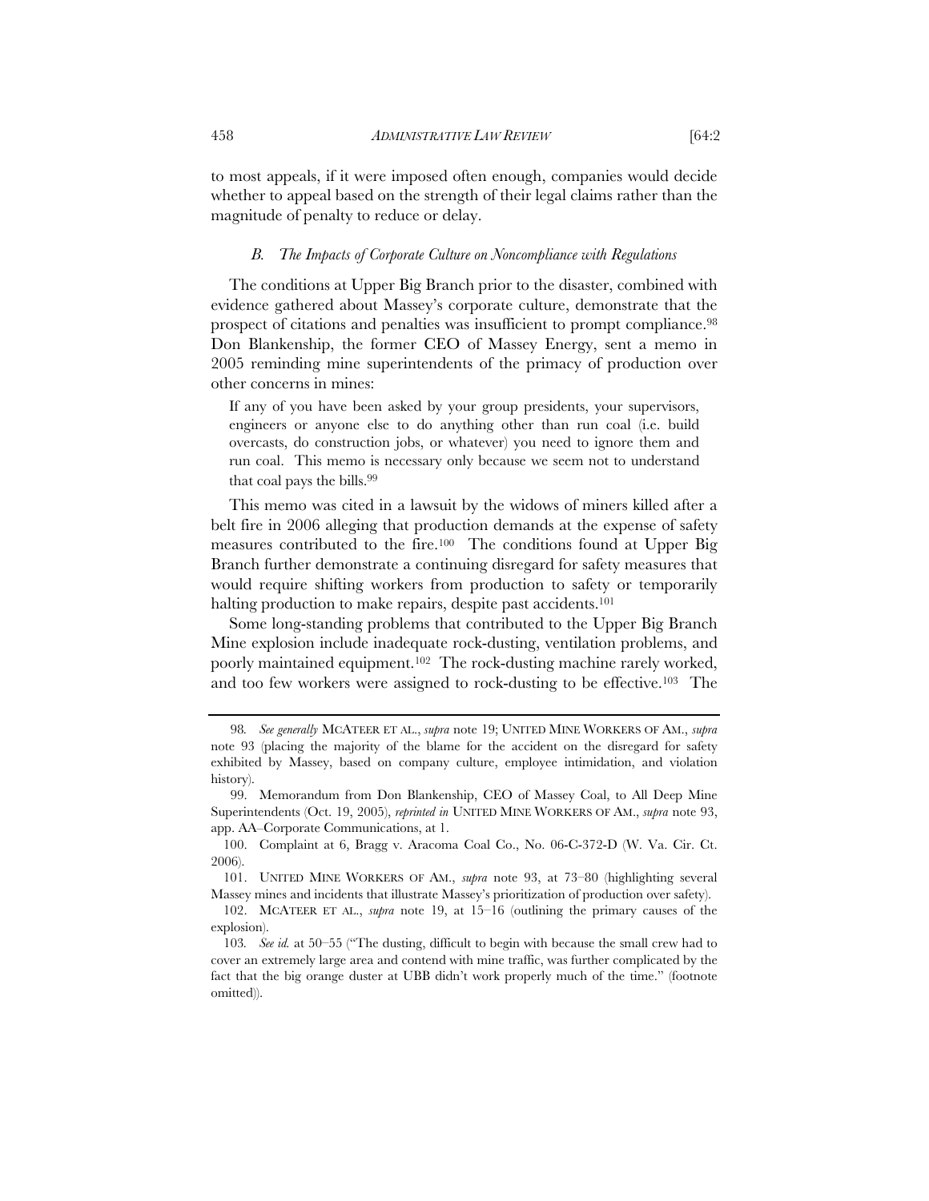to most appeals, if it were imposed often enough, companies would decide whether to appeal based on the strength of their legal claims rather than the magnitude of penalty to reduce or delay.

### *B. The Impacts of Corporate Culture on Noncompliance with Regulations*

The conditions at Upper Big Branch prior to the disaster, combined with evidence gathered about Massey's corporate culture, demonstrate that the prospect of citations and penalties was insufficient to prompt compliance.[98] Don Blankenship, the former CEO of Massey Energy, sent a memo in 2005 reminding mine superintendents of the primacy of production over other concerns in mines:

> If any of you have been asked by your group presidents, your supervisors, engineers or anyone else to do anything other than run coal (i.e. build overcasts, do construction jobs, or whatever) you need to ignore them and run coal. This memo is necessary only because we seem not to understand that coal pays the bills.[99]

This memo was cited in a lawsuit by the widows of miners killed after a belt fire in 2006 alleging that production demands at the expense of safety measures contributed to the fire.[100] The conditions found at Upper Big Branch further demonstrate a continuing disregard for safety measures that would require shifting workers from production to safety or temporarily halting production to make repairs, despite past accidents.[101]

Some long-standing problems that contributed to the Upper Big Branch Mine explosion include inadequate rock-dusting, ventilation problems, and poorly maintained equipment.[102] The rock-dusting machine rarely worked, and too few workers were assigned to rock-dusting to be effective.[103] The

---

98. *See generally* MCATEER ET AL., *supra* note 19; UNITED MINE WORKERS OF AM., *supra* note 93 (placing the majority of the blame for the accident on the disregard for safety exhibited by Massey, based on company culture, employee intimidation, and violation history).

99. Memorandum from Don Blankenship, CEO of Massey Coal, to All Deep Mine Superintendents (Oct. 19, 2005), *reprinted in* UNITED MINE WORKERS OF AM., *supra* note 93, app. AA–Corporate Communications, at 1.

100. Complaint at 6, Bragg v. Aracoma Coal Co., No. 06-C-372-D (W. Va. Cir. Ct. 2006).

101. UNITED MINE WORKERS OF AM., *supra* note 93, at 73–80 (highlighting several Massey mines and incidents that illustrate Massey's prioritization of production over safety).

102. MCATEER ET AL., *supra* note 19, at 15–16 (outlining the primary causes of the explosion).

103. *See id.* at 50–55 ("The dusting, difficult to begin with because the small crew had to cover an extremely large area and contend with mine traffic, was further complicated by the fact that the big orange duster at UBB didn't work properly much of the time." (footnote omitted)).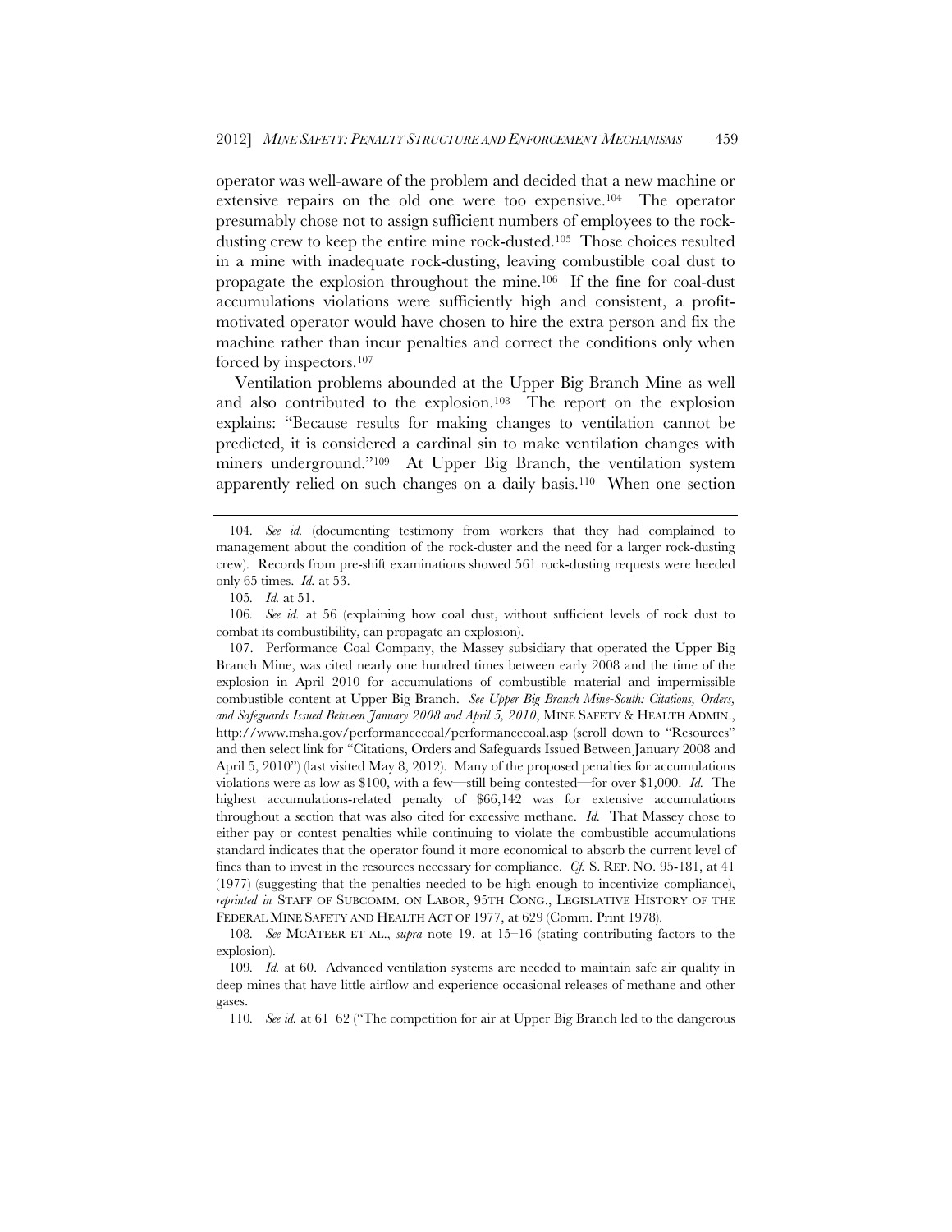operator was well-aware of the problem and decided that a new machine or extensive repairs on the old one were too expensive.[104] The operator presumably chose not to assign sufficient numbers of employees to the rock-dusting crew to keep the entire mine rock-dusted.[105] Those choices resulted in a mine with inadequate rock-dusting, leaving combustible coal dust to propagate the explosion throughout the mine.[106] If the fine for coal-dust accumulations violations were sufficiently high and consistent, a profit-motivated operator would have chosen to hire the extra person and fix the machine rather than incur penalties and correct the conditions only when forced by inspectors.[107]

Ventilation problems abounded at the Upper Big Branch Mine as well and also contributed to the explosion.[108] The report on the explosion explains: "Because results for making changes to ventilation cannot be predicted, it is considered a cardinal sin to make ventilation changes with miners underground."[109] At Upper Big Branch, the ventilation system apparently relied on such changes on a daily basis.[110] When one section

---

104. *See id.* (documenting testimony from workers that they had complained to management about the condition of the rock-duster and the need for a larger rock-dusting crew). Records from pre-shift examinations showed 561 rock-dusting requests were heeded only 65 times. *Id.* at 53.

105. *Id.* at 51.

106. *See id.* at 56 (explaining how coal dust, without sufficient levels of rock dust to combat its combustibility, can propagate an explosion).

107. Performance Coal Company, the Massey subsidiary that operated the Upper Big Branch Mine, was cited nearly one hundred times between early 2008 and the time of the explosion in April 2010 for accumulations of combustible material and impermissible combustible content at Upper Big Branch. *See Upper Big Branch Mine-South: Citations, Orders, and Safeguards Issued Between January 2008 and April 5, 2010*, MINE SAFETY & HEALTH ADMIN., http://www.msha.gov/performancecoal/performancecoal.asp (scroll down to "Resources" and then select link for "Citations, Orders and Safeguards Issued Between January 2008 and April 5, 2010") (last visited May 8, 2012). Many of the proposed penalties for accumulations violations were as low as $100, with a few—still being contested—for over $1,000. *Id.* The highest accumulations-related penalty of $66,142 was for extensive accumulations throughout a section that was also cited for excessive methane. *Id.* That Massey chose to either pay or contest penalties while continuing to violate the combustible accumulations standard indicates that the operator found it more economical to absorb the current level of fines than to invest in the resources necessary for compliance. *Cf.* S. REP. NO. 95-181, at 41 (1977) (suggesting that the penalties needed to be high enough to incentivize compliance), *reprinted in* STAFF OF SUBCOMM. ON LABOR, 95TH CONG., LEGISLATIVE HISTORY OF THE FEDERAL MINE SAFETY AND HEALTH ACT OF 1977, at 629 (Comm. Print 1978).

108. *See* MCATEER ET AL., *supra* note 19, at 15–16 (stating contributing factors to the explosion).

109. *Id.* at 60. Advanced ventilation systems are needed to maintain safe air quality in deep mines that have little airflow and experience occasional releases of methane and other gases.

110. *See id.* at 61–62 ("The competition for air at Upper Big Branch led to the dangerous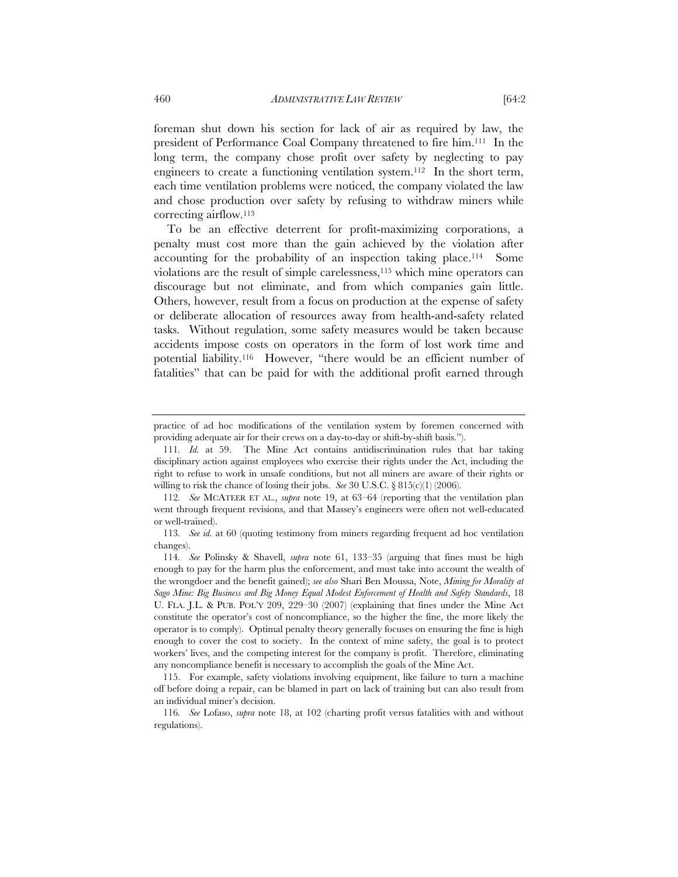foreman shut down his section for lack of air as required by law, the president of Performance Coal Company threatened to fire him.[111] In the long term, the company chose profit over safety by neglecting to pay engineers to create a functioning ventilation system.[112] In the short term, each time ventilation problems were noticed, the company violated the law and chose production over safety by refusing to withdraw miners while correcting airflow.[113]

To be an effective deterrent for profit-maximizing corporations, a penalty must cost more than the gain achieved by the violation after accounting for the probability of an inspection taking place.[114] Some violations are the result of simple carelessness,[115] which mine operators can discourage but not eliminate, and from which companies gain little. Others, however, result from a focus on production at the expense of safety or deliberate allocation of resources away from health-and-safety related tasks. Without regulation, some safety measures would be taken because accidents impose costs on operators in the form of lost work time and potential liability.[116] However, "there would be an efficient number of fatalities" that can be paid for with the additional profit earned through

---

practice of ad hoc modifications of the ventilation system by foremen concerned with providing adequate air for their crews on a day-to-day or shift-by-shift basis.").

111. *Id.* at 59. The Mine Act contains antidiscrimination rules that bar taking disciplinary action against employees who exercise their rights under the Act, including the right to refuse to work in unsafe conditions, but not all miners are aware of their rights or willing to risk the chance of losing their jobs. *See* 30 U.S.C. § 815(c)(1) (2006).

112. *See* MCATEER ET AL., *supra* note 19, at 63–64 (reporting that the ventilation plan went through frequent revisions, and that Massey's engineers were often not well-educated or well-trained).

113. *See id.* at 60 (quoting testimony from miners regarding frequent ad hoc ventilation changes).

114. *See* Polinsky & Shavell, *supra* note 61, 133–35 (arguing that fines must be high enough to pay for the harm plus the enforcement, and must take into account the wealth of the wrongdoer and the benefit gained); *see also* Shari Ben Moussa, Note, *Mining for Morality at Sago Mine: Big Business and Big Money Equal Modest Enforcement of Health and Safety Standards*, 18 U. FLA. J.L. & PUB. POL'Y 209, 229–30 (2007) (explaining that fines under the Mine Act constitute the operator's cost of noncompliance, so the higher the fine, the more likely the operator is to comply). Optimal penalty theory generally focuses on ensuring the fine is high enough to cover the cost to society. In the context of mine safety, the goal is to protect workers' lives, and the competing interest for the company is profit. Therefore, eliminating any noncompliance benefit is necessary to accomplish the goals of the Mine Act.

115. For example, safety violations involving equipment, like failure to turn a machine off before doing a repair, can be blamed in part on lack of training but can also result from an individual miner's decision.

116. *See* Lofaso, *supra* note 18, at 102 (charting profit versus fatalities with and without regulations).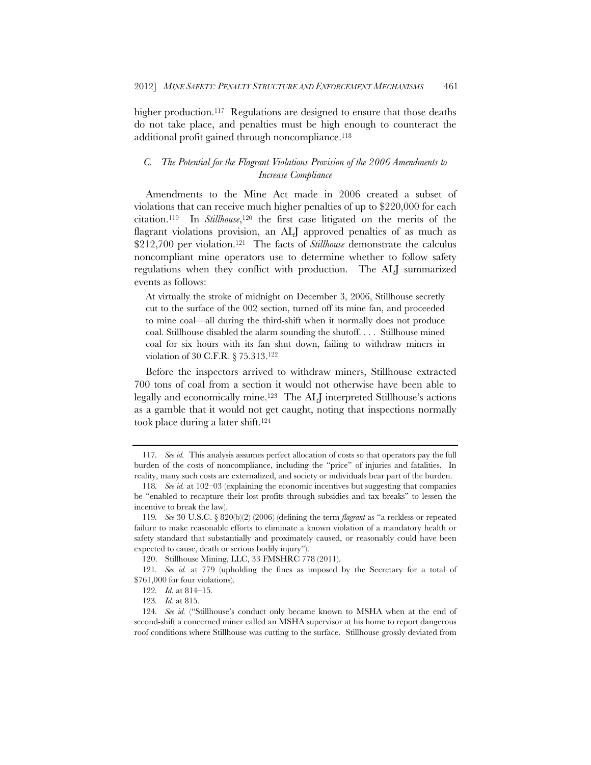higher production.[117] Regulations are designed to ensure that those deaths do not take place, and penalties must be high enough to counteract the additional profit gained through noncompliance.[118]

### *C. The Potential for the Flagrant Violations Provision of the 2006 Amendments to Increase Compliance*

Amendments to the Mine Act made in 2006 created a subset of violations that can receive much higher penalties of up to $220,000 for each citation.[119] In *Stillhouse*,[120] the first case litigated on the merits of the flagrant violations provision, an ALJ approved penalties of as much as $212,700 per violation.[121] The facts of *Stillhouse* demonstrate the calculus noncompliant mine operators use to determine whether to follow safety regulations when they conflict with production. The ALJ summarized events as follows:

> At virtually the stroke of midnight on December 3, 2006, Stillhouse secretly cut to the surface of the 002 section, turned off its mine fan, and proceeded to mine coal—all during the third-shift when it normally does not produce coal. Stillhouse disabled the alarm sounding the shutoff. . . . Stillhouse mined coal for six hours with its fan shut down, failing to withdraw miners in violation of 30 C.F.R. § 75.313.[122]

Before the inspectors arrived to withdraw miners, Stillhouse extracted 700 tons of coal from a section it would not otherwise have been able to legally and economically mine.[123] The ALJ interpreted Stillhouse's actions as a gamble that it would not get caught, noting that inspections normally took place during a later shift.[124]

---

117. *See id.* This analysis assumes perfect allocation of costs so that operators pay the full burden of the costs of noncompliance, including the "price" of injuries and fatalities. In reality, many such costs are externalized, and society or individuals bear part of the burden.

118. *See id.* at 102–03 (explaining the economic incentives but suggesting that companies be "enabled to recapture their lost profits through subsidies and tax breaks" to lessen the incentive to break the law).

119. *See* 30 U.S.C. § 820(b)(2) (2006) (defining the term *flagrant* as "a reckless or repeated failure to make reasonable efforts to eliminate a known violation of a mandatory health or safety standard that substantially and proximately caused, or reasonably could have been expected to cause, death or serious bodily injury").

120. Stillhouse Mining, LLC, 33 FMSHRC 778 (2011).

121. *See id.* at 779 (upholding the fines as imposed by the Secretary for a total of $761,000 for four violations).

122. *Id*. at 814–15.

123. *Id.* at 815.

124. *See id.* ("Stillhouse's conduct only became known to MSHA when at the end of second-shift a concerned miner called an MSHA supervisor at his home to report dangerous roof conditions where Stillhouse was cutting to the surface. Stillhouse grossly deviated from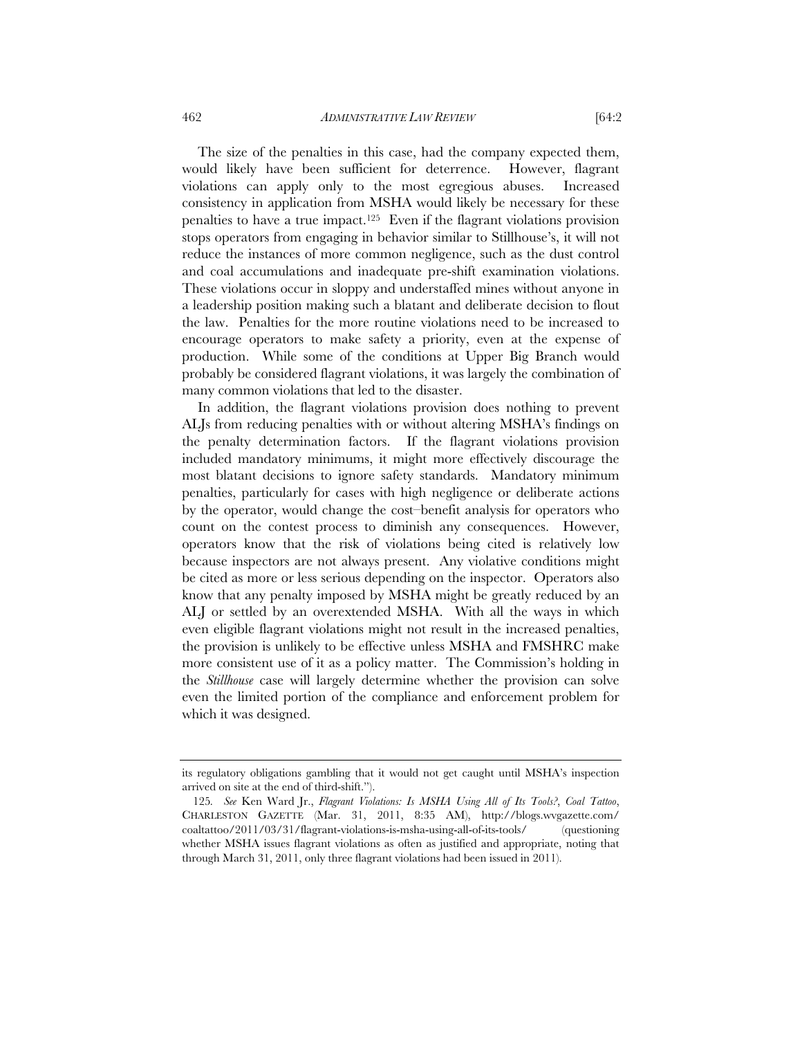The size of the penalties in this case, had the company expected them, would likely have been sufficient for deterrence. However, flagrant violations can apply only to the most egregious abuses. Increased consistency in application from MSHA would likely be necessary for these penalties to have a true impact.[125] Even if the flagrant violations provision stops operators from engaging in behavior similar to Stillhouse's, it will not reduce the instances of more common negligence, such as the dust control and coal accumulations and inadequate pre-shift examination violations. These violations occur in sloppy and understaffed mines without anyone in a leadership position making such a blatant and deliberate decision to flout the law. Penalties for the more routine violations need to be increased to encourage operators to make safety a priority, even at the expense of production. While some of the conditions at Upper Big Branch would probably be considered flagrant violations, it was largely the combination of many common violations that led to the disaster.

In addition, the flagrant violations provision does nothing to prevent ALJs from reducing penalties with or without altering MSHA's findings on the penalty determination factors. If the flagrant violations provision included mandatory minimums, it might more effectively discourage the most blatant decisions to ignore safety standards. Mandatory minimum penalties, particularly for cases with high negligence or deliberate actions by the operator, would change the cost–benefit analysis for operators who count on the contest process to diminish any consequences. However, operators know that the risk of violations being cited is relatively low because inspectors are not always present. Any violative conditions might be cited as more or less serious depending on the inspector. Operators also know that any penalty imposed by MSHA might be greatly reduced by an ALJ or settled by an overextended MSHA. With all the ways in which even eligible flagrant violations might not result in the increased penalties, the provision is unlikely to be effective unless MSHA and FMSHRC make more consistent use of it as a policy matter. The Commission's holding in the *Stillhouse* case will largely determine whether the provision can solve even the limited portion of the compliance and enforcement problem for which it was designed.

---

its regulatory obligations gambling that it would not get caught until MSHA's inspection arrived on site at the end of third-shift.").

125. *See* Ken Ward Jr., *Flagrant Violations: Is MSHA Using All of Its Tools?*, *Coal Tattoo*, CHARLESTON GAZETTE (Mar. 31, 2011, 8:35 AM), http://blogs.wvgazette.com/coaltattoo/2011/03/31/flagrant-violations-is-msha-using-all-of-its-tools/ (questioning whether MSHA issues flagrant violations as often as justified and appropriate, noting that through March 31, 2011, only three flagrant violations had been issued in 2011).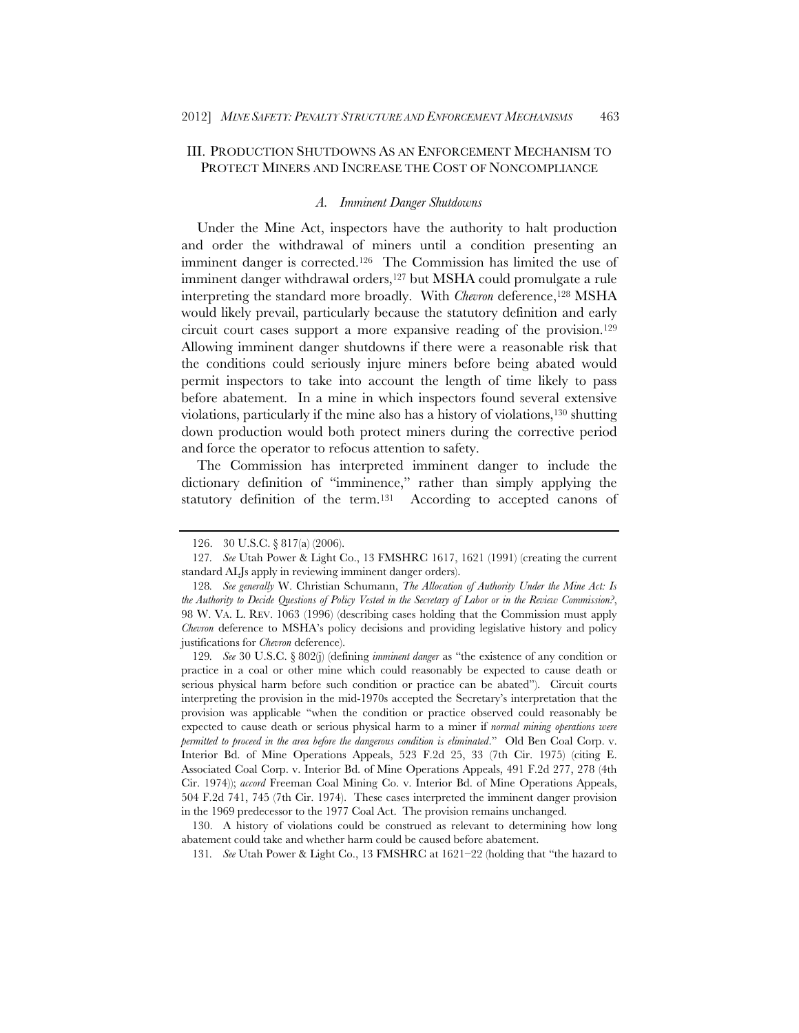## III. PRODUCTION SHUTDOWNS AS AN ENFORCEMENT MECHANISM TO PROTECT MINERS AND INCREASE THE COST OF NONCOMPLIANCE

### A. *Imminent Danger Shutdowns*

Under the Mine Act, inspectors have the authority to halt production and order the withdrawal of miners until a condition presenting an imminent danger is corrected.[126] The Commission has limited the use of imminent danger withdrawal orders,[127] but MSHA could promulgate a rule interpreting the standard more broadly. With *Chevron* deference,[128] MSHA would likely prevail, particularly because the statutory definition and early circuit court cases support a more expansive reading of the provision.[129] Allowing imminent danger shutdowns if there were a reasonable risk that the conditions could seriously injure miners before being abated would permit inspectors to take into account the length of time likely to pass before abatement. In a mine in which inspectors found several extensive violations, particularly if the mine also has a history of violations,[130] shutting down production would both protect miners during the corrective period and force the operator to refocus attention to safety.

The Commission has interpreted imminent danger to include the dictionary definition of "imminence," rather than simply applying the statutory definition of the term.[131] According to accepted canons of

---

126. 30 U.S.C. § 817(a) (2006).

127. *See* Utah Power & Light Co., 13 FMSHRC 1617, 1621 (1991) (creating the current standard ALJs apply in reviewing imminent danger orders).

128. *See generally* W. Christian Schumann, *The Allocation of Authority Under the Mine Act: Is the Authority to Decide Questions of Policy Vested in the Secretary of Labor or in the Review Commission?*, 98 W. VA. L. REV. 1063 (1996) (describing cases holding that the Commission must apply *Chevron* deference to MSHA's policy decisions and providing legislative history and policy justifications for *Chevron* deference).

129. *See* 30 U.S.C. § 802(j) (defining *imminent danger* as "the existence of any condition or practice in a coal or other mine which could reasonably be expected to cause death or serious physical harm before such condition or practice can be abated"). Circuit courts interpreting the provision in the mid-1970s accepted the Secretary's interpretation that the provision was applicable "when the condition or practice observed could reasonably be expected to cause death or serious physical harm to a miner if *normal mining operations were permitted to proceed in the area before the dangerous condition is eliminated*." Old Ben Coal Corp. v. Interior Bd. of Mine Operations Appeals, 523 F.2d 25, 33 (7th Cir. 1975) (citing E. Associated Coal Corp. v. Interior Bd. of Mine Operations Appeals, 491 F.2d 277, 278 (4th Cir. 1974)); *accord* Freeman Coal Mining Co. v. Interior Bd. of Mine Operations Appeals, 504 F.2d 741, 745 (7th Cir. 1974). These cases interpreted the imminent danger provision in the 1969 predecessor to the 1977 Coal Act. The provision remains unchanged.

130. A history of violations could be construed as relevant to determining how long abatement could take and whether harm could be caused before abatement.

131. *See* Utah Power & Light Co., 13 FMSHRC at 1621–22 (holding that "the hazard to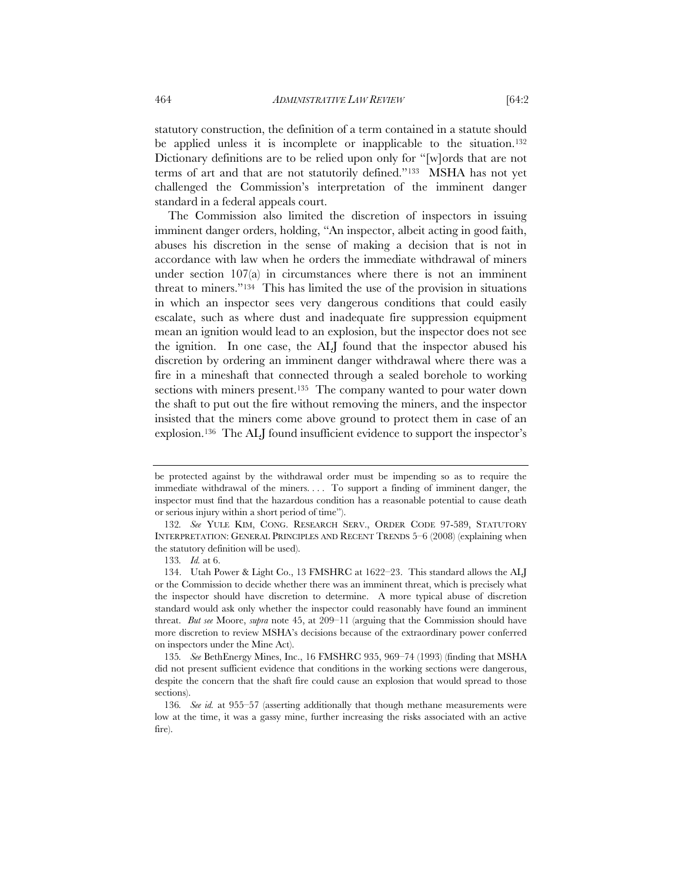statutory construction, the definition of a term contained in a statute should be applied unless it is incomplete or inapplicable to the situation.[132] Dictionary definitions are to be relied upon only for "[w]ords that are not terms of art and that are not statutorily defined."[133] MSHA has not yet challenged the Commission's interpretation of the imminent danger standard in a federal appeals court.

The Commission also limited the discretion of inspectors in issuing imminent danger orders, holding, "An inspector, albeit acting in good faith, abuses his discretion in the sense of making a decision that is not in accordance with law when he orders the immediate withdrawal of miners under section 107(a) in circumstances where there is not an imminent threat to miners."[134] This has limited the use of the provision in situations in which an inspector sees very dangerous conditions that could easily escalate, such as where dust and inadequate fire suppression equipment mean an ignition would lead to an explosion, but the inspector does not see the ignition. In one case, the ALJ found that the inspector abused his discretion by ordering an imminent danger withdrawal where there was a fire in a mineshaft that connected through a sealed borehole to working sections with miners present.[135] The company wanted to pour water down the shaft to put out the fire without removing the miners, and the inspector insisted that the miners come above ground to protect them in case of an explosion.[136] The ALJ found insufficient evidence to support the inspector's

---

be protected against by the withdrawal order must be impending so as to require the immediate withdrawal of the miners. . . . To support a finding of imminent danger, the inspector must find that the hazardous condition has a reasonable potential to cause death or serious injury within a short period of time").

132. *See* YULE KIM, CONG. RESEARCH SERV., ORDER CODE 97-589, STATUTORY INTERPRETATION: GENERAL PRINCIPLES AND RECENT TRENDS 5–6 (2008) (explaining when the statutory definition will be used).

133. *Id.* at 6.

134. Utah Power & Light Co., 13 FMSHRC at 1622–23. This standard allows the ALJ or the Commission to decide whether there was an imminent threat, which is precisely what the inspector should have discretion to determine. A more typical abuse of discretion standard would ask only whether the inspector could reasonably have found an imminent threat. *But see* Moore, *supra* note 45, at 209–11 (arguing that the Commission should have more discretion to review MSHA's decisions because of the extraordinary power conferred on inspectors under the Mine Act).

135. *See* BethEnergy Mines, Inc., 16 FMSHRC 935, 969–74 (1993) (finding that MSHA did not present sufficient evidence that conditions in the working sections were dangerous, despite the concern that the shaft fire could cause an explosion that would spread to those sections).

136. *See id.* at 955–57 (asserting additionally that though methane measurements were low at the time, it was a gassy mine, further increasing the risks associated with an active fire).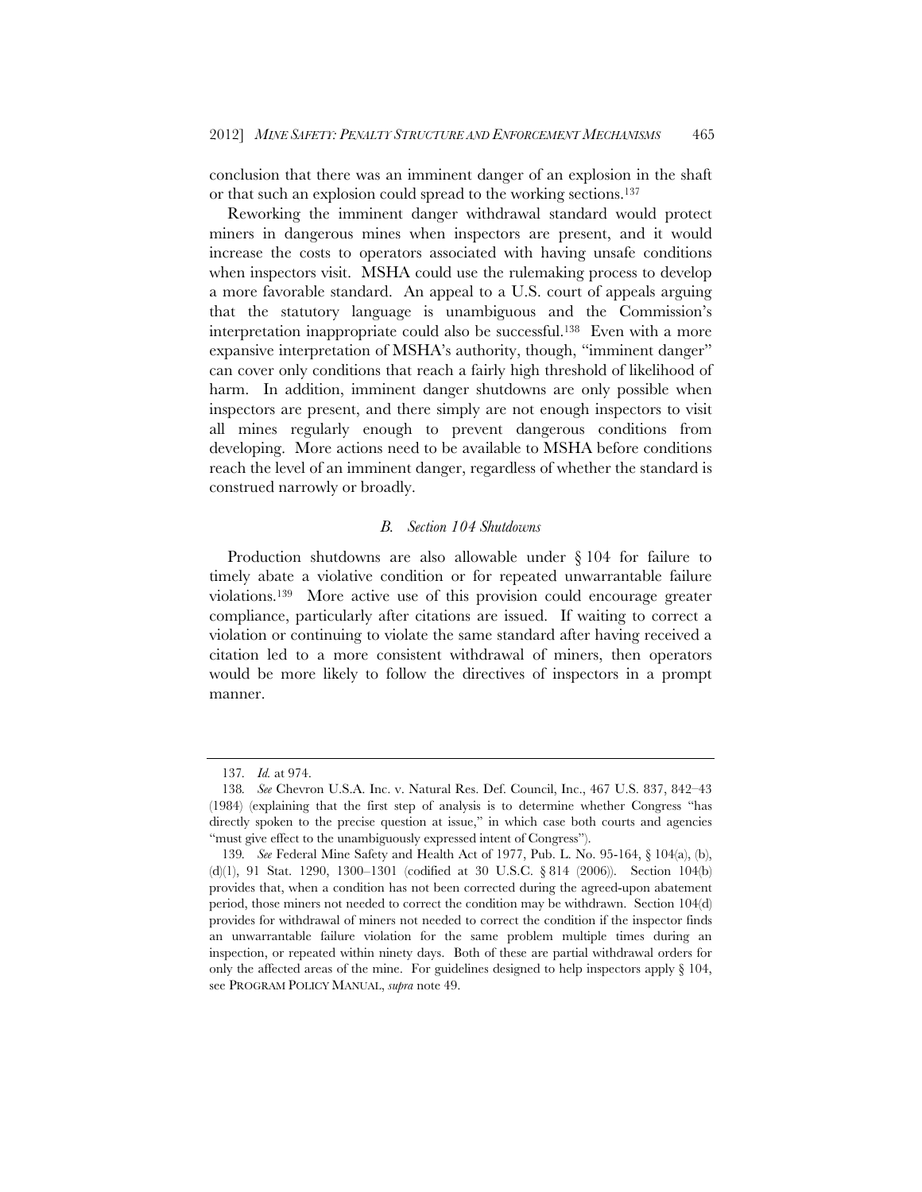conclusion that there was an imminent danger of an explosion in the shaft or that such an explosion could spread to the working sections.[137]

Reworking the imminent danger withdrawal standard would protect miners in dangerous mines when inspectors are present, and it would increase the costs to operators associated with having unsafe conditions when inspectors visit. MSHA could use the rulemaking process to develop a more favorable standard. An appeal to a U.S. court of appeals arguing that the statutory language is unambiguous and the Commission's interpretation inappropriate could also be successful.[138] Even with a more expansive interpretation of MSHA's authority, though, "imminent danger" can cover only conditions that reach a fairly high threshold of likelihood of harm. In addition, imminent danger shutdowns are only possible when inspectors are present, and there simply are not enough inspectors to visit all mines regularly enough to prevent dangerous conditions from developing. More actions need to be available to MSHA before conditions reach the level of an imminent danger, regardless of whether the standard is construed narrowly or broadly.

### *B. Section 104 Shutdowns*

Production shutdowns are also allowable under § 104 for failure to timely abate a violative condition or for repeated unwarrantable failure violations.[139] More active use of this provision could encourage greater compliance, particularly after citations are issued. If waiting to correct a violation or continuing to violate the same standard after having received a citation led to a more consistent withdrawal of miners, then operators would be more likely to follow the directives of inspectors in a prompt manner.

---

137. *Id.* at 974.

138. *See* Chevron U.S.A. Inc. v. Natural Res. Def. Council, Inc., 467 U.S. 837, 842–43 (1984) (explaining that the first step of analysis is to determine whether Congress "has directly spoken to the precise question at issue," in which case both courts and agencies "must give effect to the unambiguously expressed intent of Congress").

139. *See* Federal Mine Safety and Health Act of 1977, Pub. L. No. 95-164, § 104(a), (b), (d)(1), 91 Stat. 1290, 1300–1301 (codified at 30 U.S.C. § 814 (2006)). Section 104(b) provides that, when a condition has not been corrected during the agreed-upon abatement period, those miners not needed to correct the condition may be withdrawn. Section 104(d) provides for withdrawal of miners not needed to correct the condition if the inspector finds an unwarrantable failure violation for the same problem multiple times during an inspection, or repeated within ninety days. Both of these are partial withdrawal orders for only the affected areas of the mine. For guidelines designed to help inspectors apply § 104, see PROGRAM POLICY MANUAL, *supra* note 49.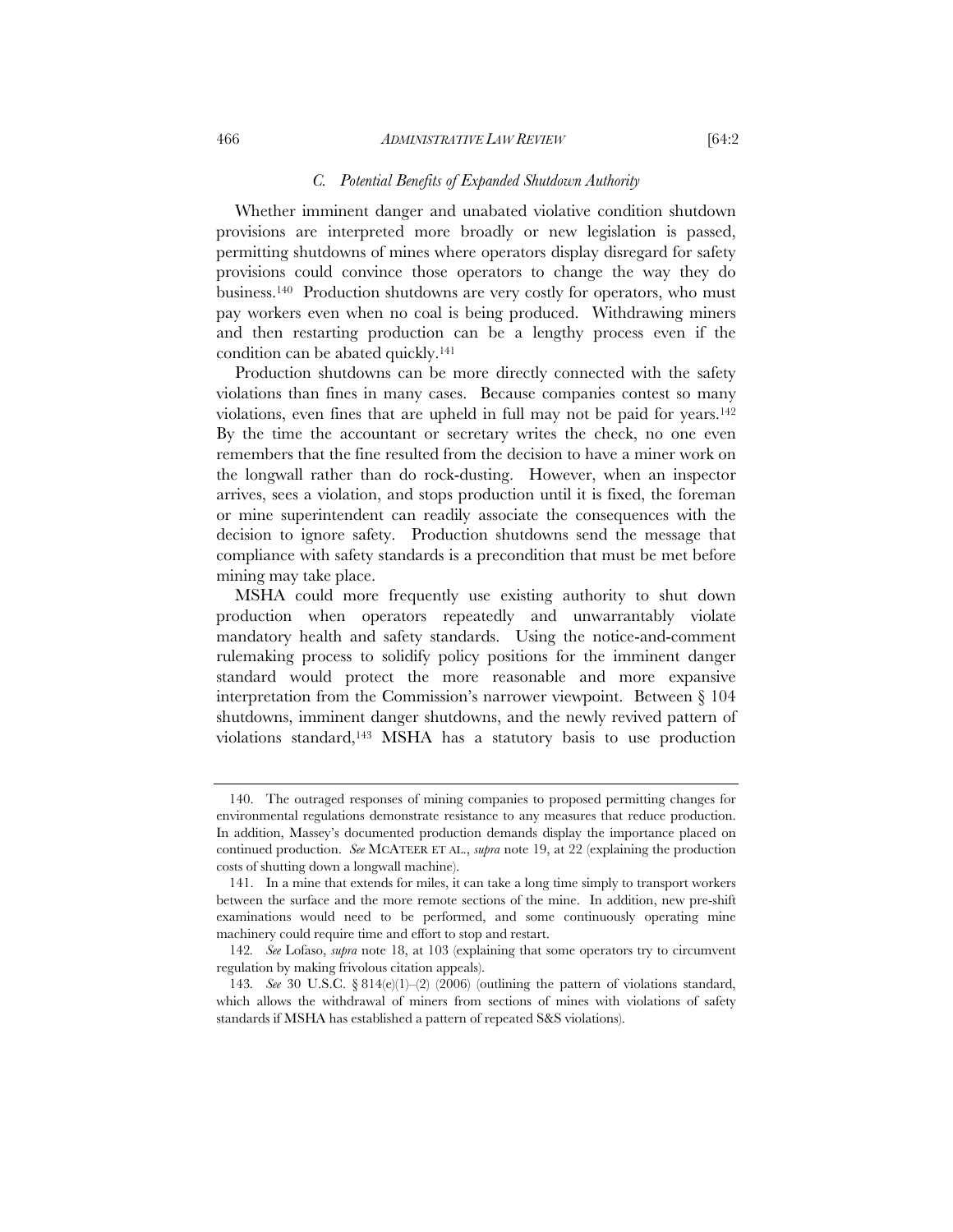### *C. Potential Benefits of Expanded Shutdown Authority*

Whether imminent danger and unabated violative condition shutdown provisions are interpreted more broadly or new legislation is passed, permitting shutdowns of mines where operators display disregard for safety provisions could convince those operators to change the way they do business.[140] Production shutdowns are very costly for operators, who must pay workers even when no coal is being produced. Withdrawing miners and then restarting production can be a lengthy process even if the condition can be abated quickly.[141]

Production shutdowns can be more directly connected with the safety violations than fines in many cases. Because companies contest so many violations, even fines that are upheld in full may not be paid for years.[142] By the time the accountant or secretary writes the check, no one even remembers that the fine resulted from the decision to have a miner work on the longwall rather than do rock-dusting. However, when an inspector arrives, sees a violation, and stops production until it is fixed, the foreman or mine superintendent can readily associate the consequences with the decision to ignore safety. Production shutdowns send the message that compliance with safety standards is a precondition that must be met before mining may take place.

MSHA could more frequently use existing authority to shut down production when operators repeatedly and unwarrantably violate mandatory health and safety standards. Using the notice-and-comment rulemaking process to solidify policy positions for the imminent danger standard would protect the more reasonable and more expansive interpretation from the Commission's narrower viewpoint. Between § 104 shutdowns, imminent danger shutdowns, and the newly revived pattern of violations standard,[143] MSHA has a statutory basis to use production

---

140. The outraged responses of mining companies to proposed permitting changes for environmental regulations demonstrate resistance to any measures that reduce production. In addition, Massey's documented production demands display the importance placed on continued production. *See* MCATEER ET AL., *supra* note 19, at 22 (explaining the production costs of shutting down a longwall machine).

141. In a mine that extends for miles, it can take a long time simply to transport workers between the surface and the more remote sections of the mine. In addition, new pre-shift examinations would need to be performed, and some continuously operating mine machinery could require time and effort to stop and restart.

142. *See* Lofaso, *supra* note 18, at 103 (explaining that some operators try to circumvent regulation by making frivolous citation appeals).

143. *See* 30 U.S.C. § 814(e)(1)–(2) (2006) (outlining the pattern of violations standard, which allows the withdrawal of miners from sections of mines with violations of safety standards if MSHA has established a pattern of repeated S&S violations).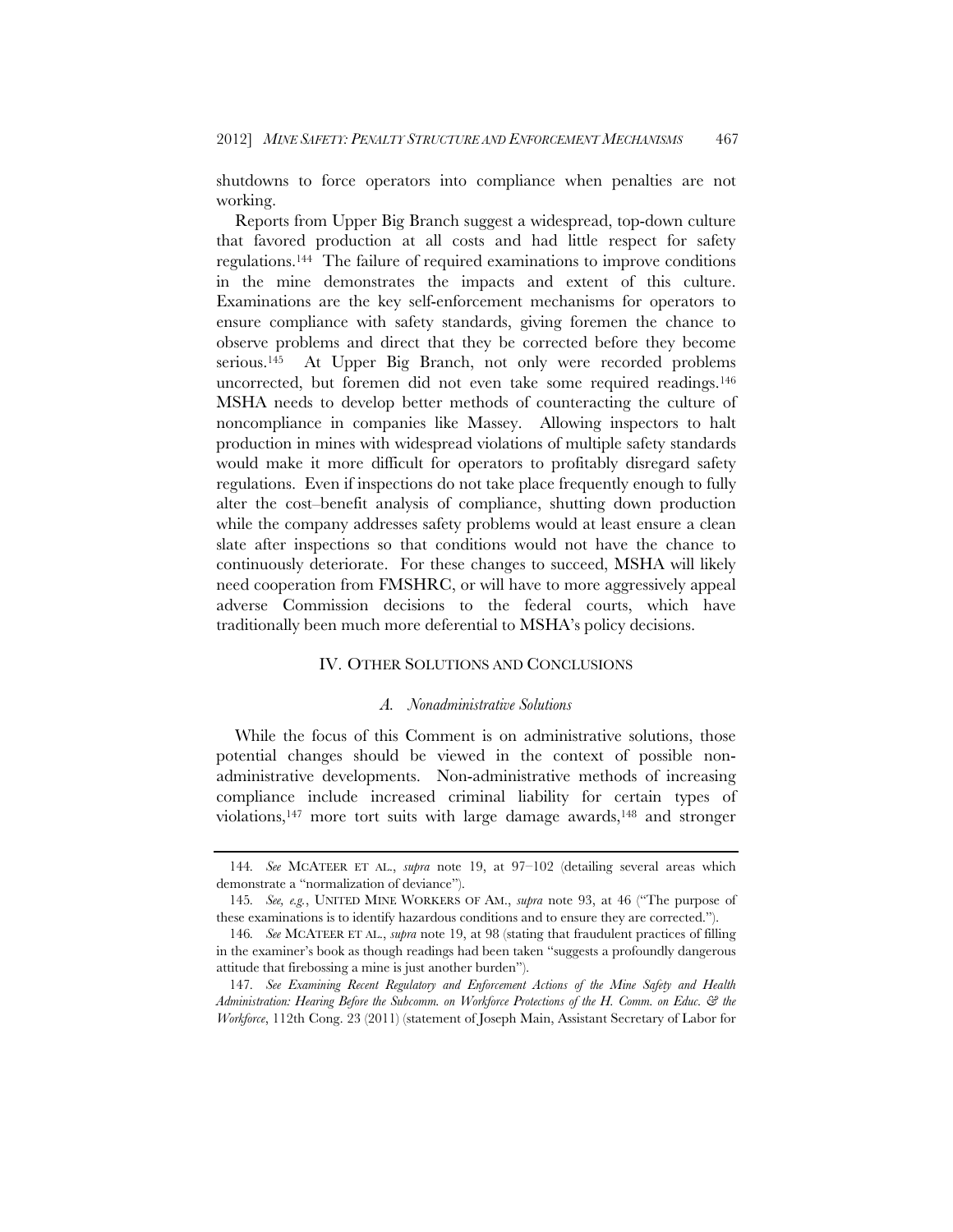shutdowns to force operators into compliance when penalties are not working.

Reports from Upper Big Branch suggest a widespread, top-down culture that favored production at all costs and had little respect for safety regulations.[144] The failure of required examinations to improve conditions in the mine demonstrates the impacts and extent of this culture. Examinations are the key self-enforcement mechanisms for operators to ensure compliance with safety standards, giving foremen the chance to observe problems and direct that they be corrected before they become serious.[145] At Upper Big Branch, not only were recorded problems uncorrected, but foremen did not even take some required readings.[146] MSHA needs to develop better methods of counteracting the culture of noncompliance in companies like Massey. Allowing inspectors to halt production in mines with widespread violations of multiple safety standards would make it more difficult for operators to profitably disregard safety regulations. Even if inspections do not take place frequently enough to fully alter the cost–benefit analysis of compliance, shutting down production while the company addresses safety problems would at least ensure a clean slate after inspections so that conditions would not have the chance to continuously deteriorate. For these changes to succeed, MSHA will likely need cooperation from FMSHRC, or will have to more aggressively appeal adverse Commission decisions to the federal courts, which have traditionally been much more deferential to MSHA's policy decisions.

## IV. OTHER SOLUTIONS AND CONCLUSIONS

### *A. Nonadministrative Solutions*

While the focus of this Comment is on administrative solutions, those potential changes should be viewed in the context of possible non-administrative developments. Non-administrative methods of increasing compliance include increased criminal liability for certain types of violations,[147] more tort suits with large damage awards,[148] and stronger

---

144. *See* MCATEER ET AL., *supra* note 19, at 97–102 (detailing several areas which demonstrate a "normalization of deviance").

145. *See, e.g.*, UNITED MINE WORKERS OF AM., *supra* note 93, at 46 ("The purpose of these examinations is to identify hazardous conditions and to ensure they are corrected.").

146. *See* MCATEER ET AL., *supra* note 19, at 98 (stating that fraudulent practices of filling in the examiner's book as though readings had been taken "suggests a profoundly dangerous attitude that firebossing a mine is just another burden").

147. *See Examining Recent Regulatory and Enforcement Actions of the Mine Safety and Health Administration: Hearing Before the Subcomm. on Workforce Protections of the H. Comm. on Educ. & the Workforce*, 112th Cong. 23 (2011) (statement of Joseph Main, Assistant Secretary of Labor for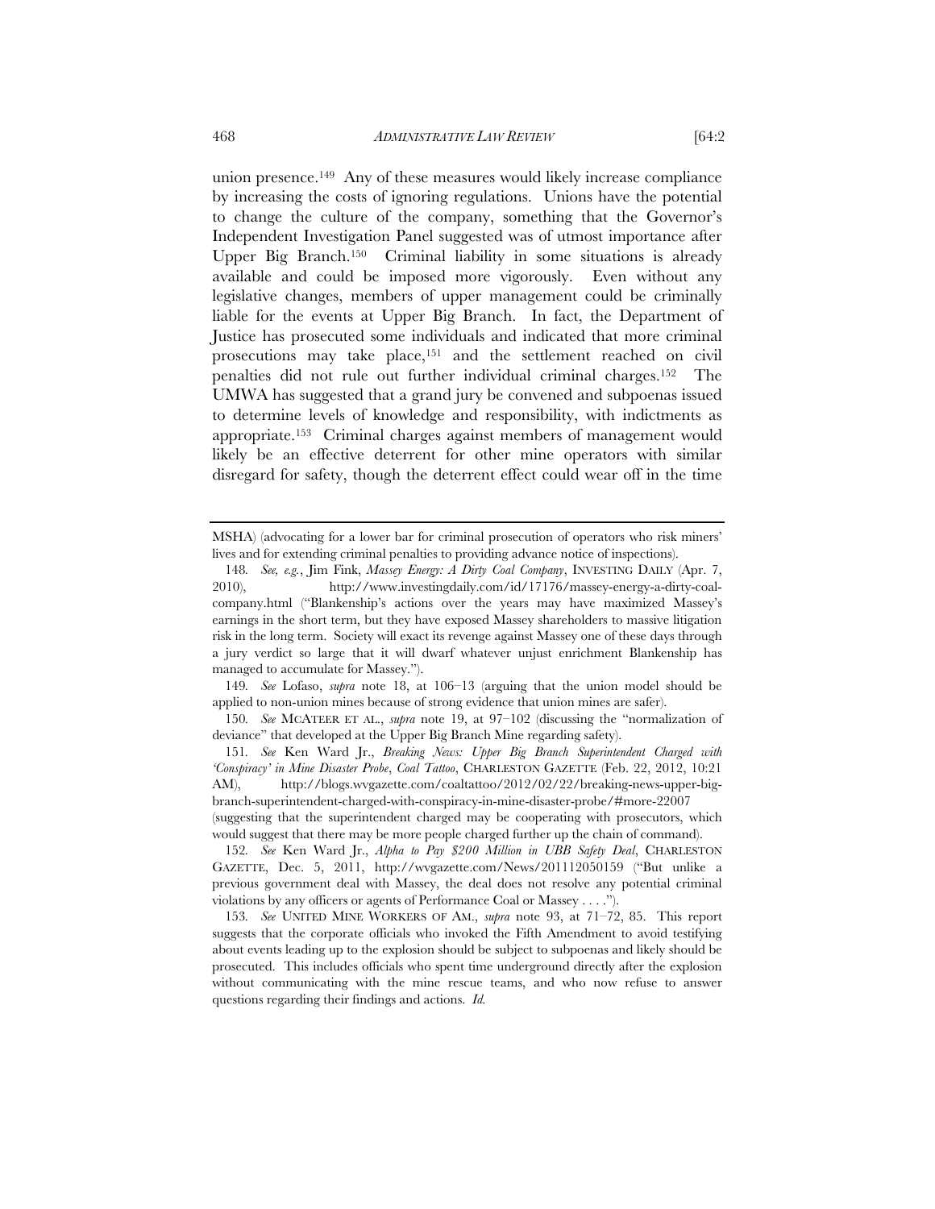union presence.[149] Any of these measures would likely increase compliance by increasing the costs of ignoring regulations. Unions have the potential to change the culture of the company, something that the Governor's Independent Investigation Panel suggested was of utmost importance after Upper Big Branch.[150] Criminal liability in some situations is already available and could be imposed more vigorously. Even without any legislative changes, members of upper management could be criminally liable for the events at Upper Big Branch. In fact, the Department of Justice has prosecuted some individuals and indicated that more criminal prosecutions may take place,[151] and the settlement reached on civil penalties did not rule out further individual criminal charges.[152] The UMWA has suggested that a grand jury be convened and subpoenas issued to determine levels of knowledge and responsibility, with indictments as appropriate.[153] Criminal charges against members of management would likely be an effective deterrent for other mine operators with similar disregard for safety, though the deterrent effect could wear off in the time

---

MSHA) (advocating for a lower bar for criminal prosecution of operators who risk miners' lives and for extending criminal penalties to providing advance notice of inspections).

148. *See, e.g.*, Jim Fink, *Massey Energy: A Dirty Coal Company*, INVESTING DAILY (Apr. 7, 2010), http://www.investingdaily.com/id/17176/massey-energy-a-dirty-coal-company.html ("Blankenship's actions over the years may have maximized Massey's earnings in the short term, but they have exposed Massey shareholders to massive litigation risk in the long term. Society will exact its revenge against Massey one of these days through a jury verdict so large that it will dwarf whatever unjust enrichment Blankenship has managed to accumulate for Massey.").

149. *See* Lofaso, *supra* note 18, at 106–13 (arguing that the union model should be applied to non-union mines because of strong evidence that union mines are safer).

150. *See* MCATEER ET AL., *supra* note 19, at 97–102 (discussing the "normalization of deviance" that developed at the Upper Big Branch Mine regarding safety).

151. *See* Ken Ward Jr., *Breaking News: Upper Big Branch Superintendent Charged with 'Conspiracy' in Mine Disaster Probe*, *Coal Tattoo*, CHARLESTON GAZETTE (Feb. 22, 2012, 10:21 AM), http://blogs.wvgazette.com/coaltattoo/2012/02/22/breaking-news-upper-big-branch-superintendent-charged-with-conspiracy-in-mine-disaster-probe/#more-22007 (suggesting that the superintendent charged may be cooperating with prosecutors, which would suggest that there may be more people charged further up the chain of command).

152. *See* Ken Ward Jr., *Alpha to Pay $200 Million in UBB Safety Deal*, CHARLESTON GAZETTE, Dec. 5, 2011, http://wvgazette.com/News/201112050159 ("But unlike a previous government deal with Massey, the deal does not resolve any potential criminal violations by any officers or agents of Performance Coal or Massey . . . .").

153. *See* UNITED MINE WORKERS OF AM., *supra* note 93, at 71–72, 85. This report suggests that the corporate officials who invoked the Fifth Amendment to avoid testifying about events leading up to the explosion should be subject to subpoenas and likely should be prosecuted. This includes officials who spent time underground directly after the explosion without communicating with the mine rescue teams, and who now refuse to answer questions regarding their findings and actions. *Id.*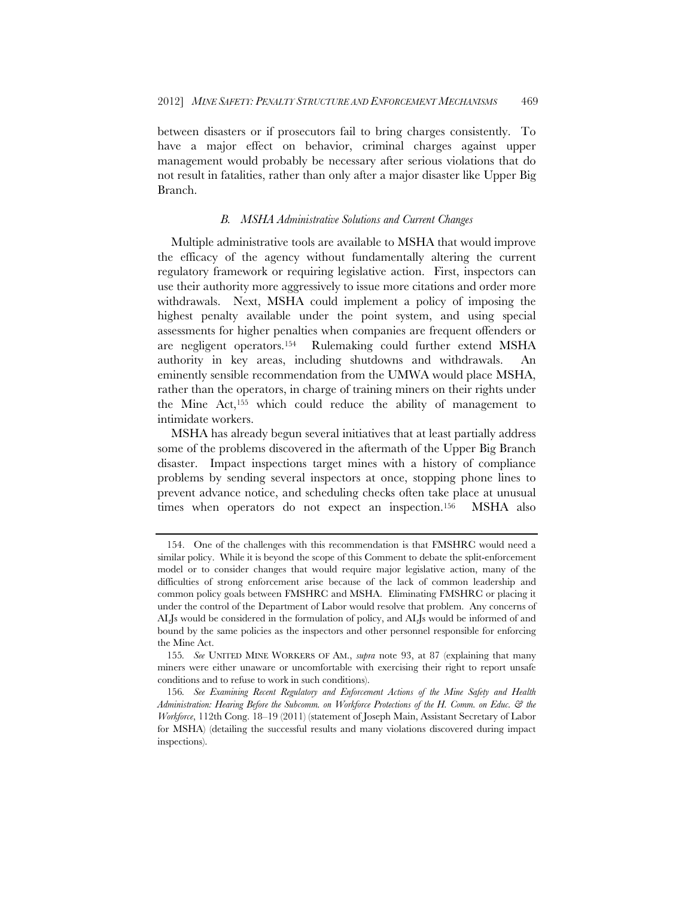between disasters or if prosecutors fail to bring charges consistently. To have a major effect on behavior, criminal charges against upper management would probably be necessary after serious violations that do not result in fatalities, rather than only after a major disaster like Upper Big Branch.

### *B. MSHA Administrative Solutions and Current Changes*

Multiple administrative tools are available to MSHA that would improve the efficacy of the agency without fundamentally altering the current regulatory framework or requiring legislative action. First, inspectors can use their authority more aggressively to issue more citations and order more withdrawals. Next, MSHA could implement a policy of imposing the highest penalty available under the point system, and using special assessments for higher penalties when companies are frequent offenders or are negligent operators.[154] Rulemaking could further extend MSHA authority in key areas, including shutdowns and withdrawals. An eminently sensible recommendation from the UMWA would place MSHA, rather than the operators, in charge of training miners on their rights under the Mine Act,[155] which could reduce the ability of management to intimidate workers.

MSHA has already begun several initiatives that at least partially address some of the problems discovered in the aftermath of the Upper Big Branch disaster. Impact inspections target mines with a history of compliance problems by sending several inspectors at once, stopping phone lines to prevent advance notice, and scheduling checks often take place at unusual times when operators do not expect an inspection.[156] MSHA also

---

154. One of the challenges with this recommendation is that FMSHRC would need a similar policy. While it is beyond the scope of this Comment to debate the split-enforcement model or to consider changes that would require major legislative action, many of the difficulties of strong enforcement arise because of the lack of common leadership and common policy goals between FMSHRC and MSHA. Eliminating FMSHRC or placing it under the control of the Department of Labor would resolve that problem. Any concerns of ALJs would be considered in the formulation of policy, and ALJs would be informed of and bound by the same policies as the inspectors and other personnel responsible for enforcing the Mine Act.

155. *See* UNITED MINE WORKERS OF AM., *supra* note 93, at 87 (explaining that many miners were either unaware or uncomfortable with exercising their right to report unsafe conditions and to refuse to work in such conditions).

156. *See Examining Recent Regulatory and Enforcement Actions of the Mine Safety and Health Administration: Hearing Before the Subcomm. on Workforce Protections of the H. Comm. on Educ. & the Workforce*, 112th Cong. 18–19 (2011) (statement of Joseph Main, Assistant Secretary of Labor for MSHA) (detailing the successful results and many violations discovered during impact inspections).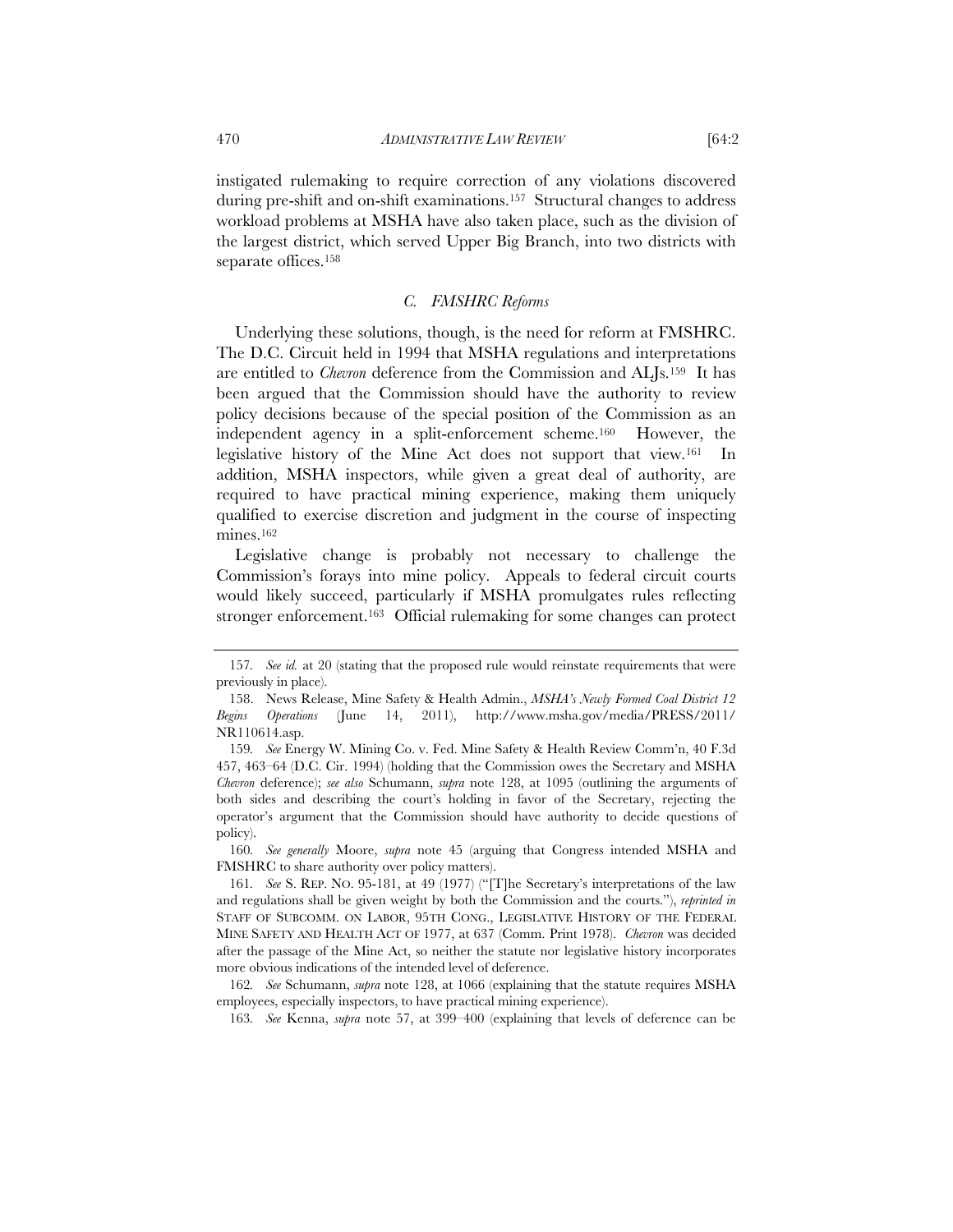instigated rulemaking to require correction of any violations discovered during pre-shift and on-shift examinations.[157] Structural changes to address workload problems at MSHA have also taken place, such as the division of the largest district, which served Upper Big Branch, into two districts with separate offices.[158]

### *C. FMSHRC Reforms*

Underlying these solutions, though, is the need for reform at FMSHRC. The D.C. Circuit held in 1994 that MSHA regulations and interpretations are entitled to *Chevron* deference from the Commission and ALJs.[159] It has been argued that the Commission should have the authority to review policy decisions because of the special position of the Commission as an independent agency in a split-enforcement scheme.[160] However, the legislative history of the Mine Act does not support that view.[161] In addition, MSHA inspectors, while given a great deal of authority, are required to have practical mining experience, making them uniquely qualified to exercise discretion and judgment in the course of inspecting mines.[162]

Legislative change is probably not necessary to challenge the Commission's forays into mine policy. Appeals to federal circuit courts would likely succeed, particularly if MSHA promulgates rules reflecting stronger enforcement.[163] Official rulemaking for some changes can protect

---

157. *See id.* at 20 (stating that the proposed rule would reinstate requirements that were previously in place).

158. News Release, Mine Safety & Health Admin., *MSHA's Newly Formed Coal District 12 Begins Operations* (June 14, 2011), http://www.msha.gov/media/PRESS/2011/NR110614.asp.

159. *See* Energy W. Mining Co. v. Fed. Mine Safety & Health Review Comm'n, 40 F.3d 457, 463–64 (D.C. Cir. 1994) (holding that the Commission owes the Secretary and MSHA *Chevron* deference); *see also* Schumann, *supra* note 128, at 1095 (outlining the arguments of both sides and describing the court's holding in favor of the Secretary, rejecting the operator's argument that the Commission should have authority to decide questions of policy).

160. *See generally* Moore, *supra* note 45 (arguing that Congress intended MSHA and FMSHRC to share authority over policy matters).

161. *See* S. REP. NO. 95-181, at 49 (1977) ("[T]he Secretary's interpretations of the law and regulations shall be given weight by both the Commission and the courts."), *reprinted in* STAFF OF SUBCOMM. ON LABOR, 95TH CONG., LEGISLATIVE HISTORY OF THE FEDERAL MINE SAFETY AND HEALTH ACT OF 1977, at 637 (Comm. Print 1978). *Chevron* was decided after the passage of the Mine Act, so neither the statute nor legislative history incorporates more obvious indications of the intended level of deference.

162. *See* Schumann, *supra* note 128, at 1066 (explaining that the statute requires MSHA employees, especially inspectors, to have practical mining experience).

163. *See* Kenna, *supra* note 57, at 399–400 (explaining that levels of deference can be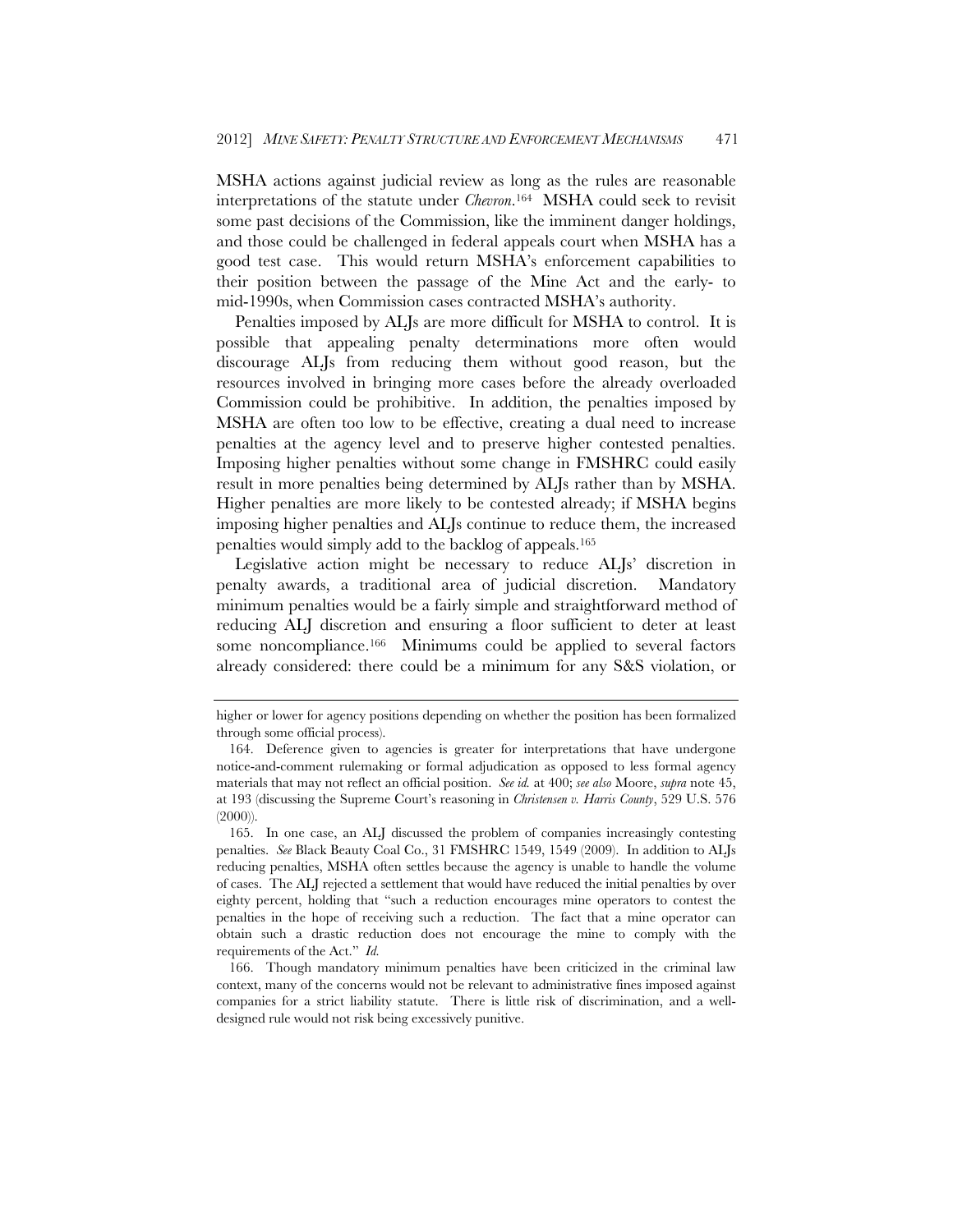MSHA actions against judicial review as long as the rules are reasonable interpretations of the statute under *Chevron*.[164] MSHA could seek to revisit some past decisions of the Commission, like the imminent danger holdings, and those could be challenged in federal appeals court when MSHA has a good test case. This would return MSHA's enforcement capabilities to their position between the passage of the Mine Act and the early- to mid-1990s, when Commission cases contracted MSHA's authority.

Penalties imposed by ALJs are more difficult for MSHA to control. It is possible that appealing penalty determinations more often would discourage ALJs from reducing them without good reason, but the resources involved in bringing more cases before the already overloaded Commission could be prohibitive. In addition, the penalties imposed by MSHA are often too low to be effective, creating a dual need to increase penalties at the agency level and to preserve higher contested penalties. Imposing higher penalties without some change in FMSHRC could easily result in more penalties being determined by ALJs rather than by MSHA. Higher penalties are more likely to be contested already; if MSHA begins imposing higher penalties and ALJs continue to reduce them, the increased penalties would simply add to the backlog of appeals.[165]

Legislative action might be necessary to reduce ALJs' discretion in penalty awards, a traditional area of judicial discretion. Mandatory minimum penalties would be a fairly simple and straightforward method of reducing ALJ discretion and ensuring a floor sufficient to deter at least some noncompliance.[166] Minimums could be applied to several factors already considered: there could be a minimum for any S&S violation, or

---

higher or lower for agency positions depending on whether the position has been formalized through some official process).

164. Deference given to agencies is greater for interpretations that have undergone notice-and-comment rulemaking or formal adjudication as opposed to less formal agency materials that may not reflect an official position. *See id.* at 400; *see also* Moore, *supra* note 45, at 193 (discussing the Supreme Court's reasoning in *Christensen v. Harris County*, 529 U.S. 576 (2000)).

165. In one case, an ALJ discussed the problem of companies increasingly contesting penalties. *See* Black Beauty Coal Co., 31 FMSHRC 1549, 1549 (2009). In addition to ALJs reducing penalties, MSHA often settles because the agency is unable to handle the volume of cases. The ALJ rejected a settlement that would have reduced the initial penalties by over eighty percent, holding that "such a reduction encourages mine operators to contest the penalties in the hope of receiving such a reduction. The fact that a mine operator can obtain such a drastic reduction does not encourage the mine to comply with the requirements of the Act." *Id.*

166. Though mandatory minimum penalties have been criticized in the criminal law context, many of the concerns would not be relevant to administrative fines imposed against companies for a strict liability statute. There is little risk of discrimination, and a well-designed rule would not risk being excessively punitive.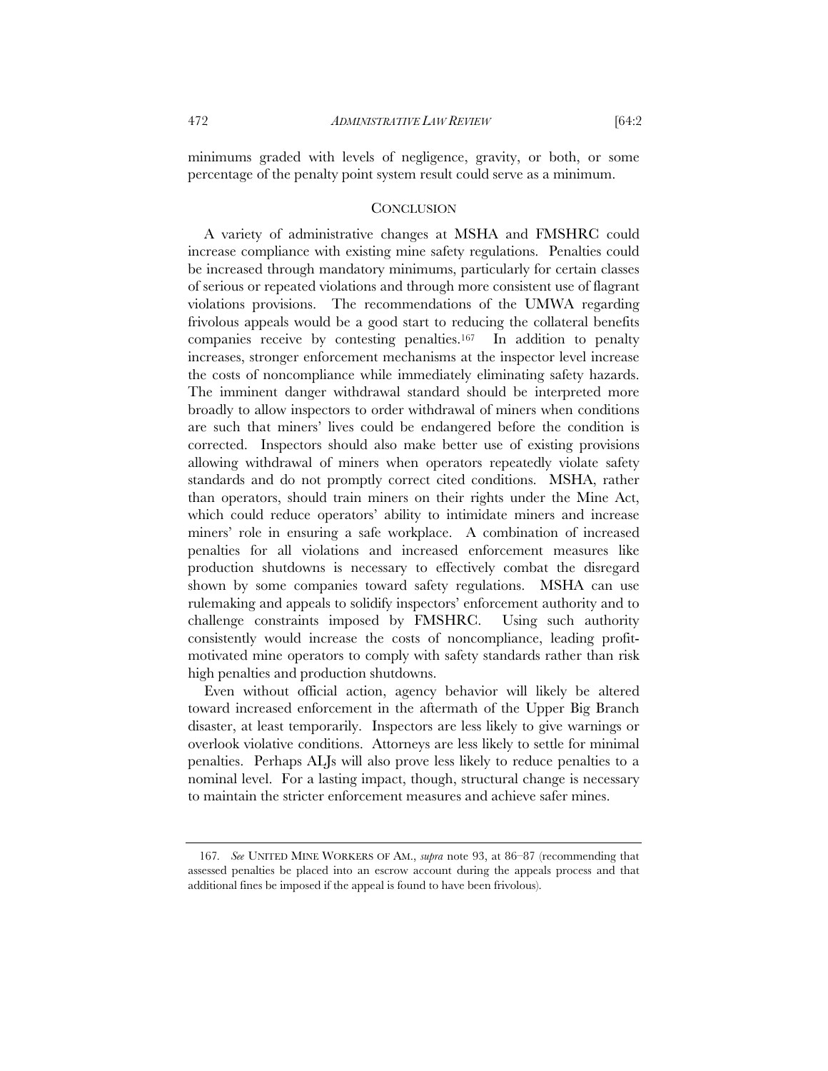minimums graded with levels of negligence, gravity, or both, or some percentage of the penalty point system result could serve as a minimum.

## CONCLUSION

A variety of administrative changes at MSHA and FMSHRC could increase compliance with existing mine safety regulations. Penalties could be increased through mandatory minimums, particularly for certain classes of serious or repeated violations and through more consistent use of flagrant violations provisions. The recommendations of the UMWA regarding frivolous appeals would be a good start to reducing the collateral benefits companies receive by contesting penalties.[167] In addition to penalty increases, stronger enforcement mechanisms at the inspector level increase the costs of noncompliance while immediately eliminating safety hazards. The imminent danger withdrawal standard should be interpreted more broadly to allow inspectors to order withdrawal of miners when conditions are such that miners' lives could be endangered before the condition is corrected. Inspectors should also make better use of existing provisions allowing withdrawal of miners when operators repeatedly violate safety standards and do not promptly correct cited conditions. MSHA, rather than operators, should train miners on their rights under the Mine Act, which could reduce operators' ability to intimidate miners and increase miners' role in ensuring a safe workplace. A combination of increased penalties for all violations and increased enforcement measures like production shutdowns is necessary to effectively combat the disregard shown by some companies toward safety regulations. MSHA can use rulemaking and appeals to solidify inspectors' enforcement authority and to challenge constraints imposed by FMSHRC. Using such authority consistently would increase the costs of noncompliance, leading profit-motivated mine operators to comply with safety standards rather than risk high penalties and production shutdowns.

Even without official action, agency behavior will likely be altered toward increased enforcement in the aftermath of the Upper Big Branch disaster, at least temporarily. Inspectors are less likely to give warnings or overlook violative conditions. Attorneys are less likely to settle for minimal penalties. Perhaps ALJs will also prove less likely to reduce penalties to a nominal level. For a lasting impact, though, structural change is necessary to maintain the stricter enforcement measures and achieve safer mines.

---

167. *See* UNITED MINE WORKERS OF AM., *supra* note 93, at 86–87 (recommending that assessed penalties be placed into an escrow account during the appeals process and that additional fines be imposed if the appeal is found to have been frivolous).